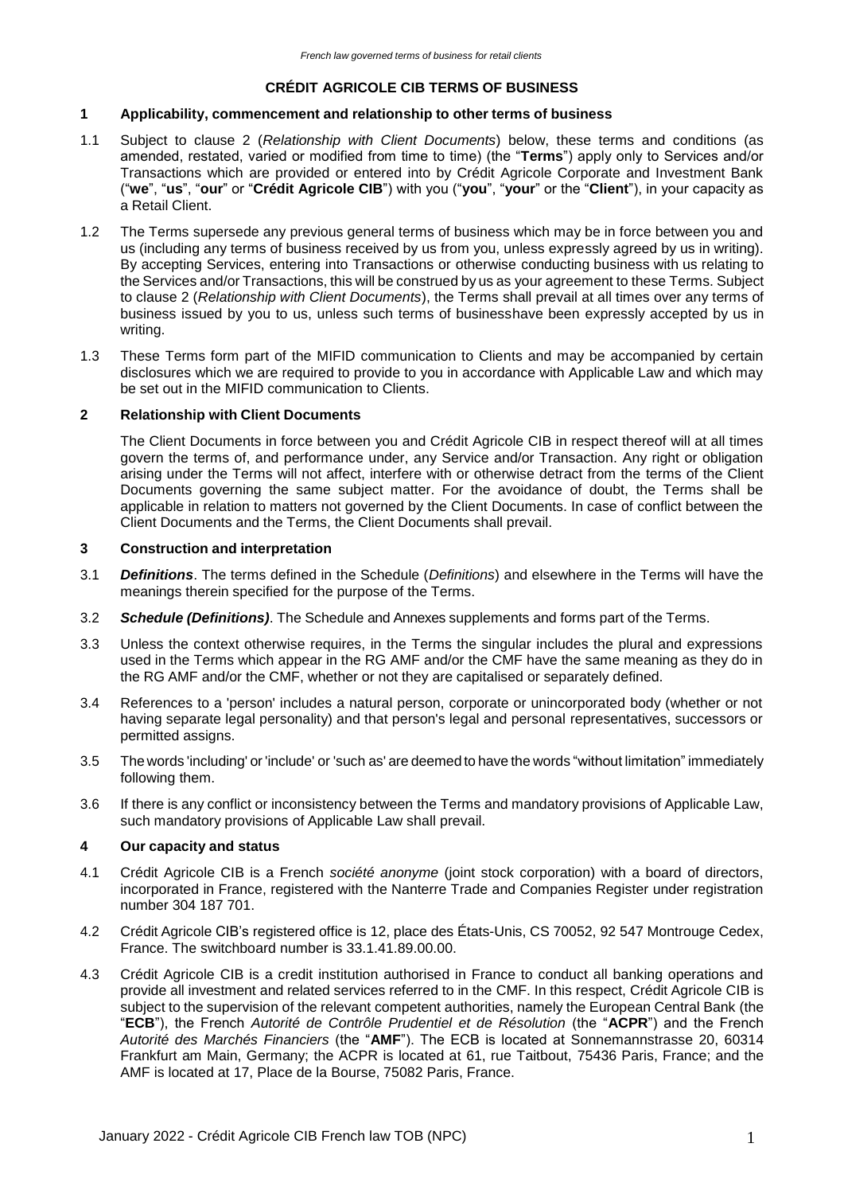# CRÉDIT AGRICOLE CIB TERMS OF BUSINESS

## 1 Applicability, commencement and relationship to other terms of business

1.1 Subject to clause 2 (*Relationship with Client Documents*) below, these terms and conditions (as amended, restated, varied or modified from time to time) (the "**Terms**") apply only to Services and/or Transactions which are provided or entered into by Crédit Agricole Corporate and Investment Bank ("**we**", "**us**", "**our**" or "**Crédit Agricole CIB**") with you ("**you**", "**your**" or the "**Client**"), in your capacity as a Retail Client.

1.2 The Terms supersede any previous general terms of business which may be in force between you and us (including any terms of business received by us from you, unless expressly agreed by us in writing). By accepting Services, entering into Transactions or otherwise conducting business with us relating to the Services and/or Transactions, this will be construed by us as your agreement to these Terms. Subject to clause 2 (*Relationship with Client Documents*), the Terms shall prevail at all times over any terms of business issued by you to us, unless such terms of businesshave been expressly accepted by us in writing.

1.3 These Terms form part of the MIFID communication to Clients and may be accompanied by certain disclosures which we are required to provide to you in accordance with Applicable Law and which may be set out in the MIFID communication to Clients.

## 2 Relationship with Client Documents

The Client Documents in force between you and Crédit Agricole CIB in respect thereof will at all times govern the terms of, and performance under, any Service and/or Transaction. Any right or obligation arising under the Terms will not affect, interfere with or otherwise detract from the terms of the Client Documents governing the same subject matter. For the avoidance of doubt, the Terms shall be applicable in relation to matters not governed by the Client Documents. In case of conflict between the Client Documents and the Terms, the Client Documents shall prevail.

## 3 Construction and interpretation

3.1 ***Definitions***. The terms defined in the Schedule (*Definitions*) and elsewhere in the Terms will have the meanings therein specified for the purpose of the Terms.

3.2 ***Schedule (Definitions)***. The Schedule and Annexes supplements and forms part of the Terms.

3.3 Unless the context otherwise requires, in the Terms the singular includes the plural and expressions used in the Terms which appear in the RG AMF and/or the CMF have the same meaning as they do in the RG AMF and/or the CMF, whether or not they are capitalised or separately defined.

3.4 References to a 'person' includes a natural person, corporate or unincorporated body (whether or not having separate legal personality) and that person's legal and personal representatives, successors or permitted assigns.

3.5 The words 'including' or 'include' or 'such as' are deemed to have the words "without limitation" immediately following them.

3.6 If there is any conflict or inconsistency between the Terms and mandatory provisions of Applicable Law, such mandatory provisions of Applicable Law shall prevail.

## 4 Our capacity and status

4.1 Crédit Agricole CIB is a French *société anonyme* (joint stock corporation) with a board of directors, incorporated in France, registered with the Nanterre Trade and Companies Register under registration number 304 187 701.

4.2 Crédit Agricole CIB's registered office is 12, place des États-Unis, CS 70052, 92 547 Montrouge Cedex, France. The switchboard number is 33.1.41.89.00.00.

4.3 Crédit Agricole CIB is a credit institution authorised in France to conduct all banking operations and provide all investment and related services referred to in the CMF. In this respect, Crédit Agricole CIB is subject to the supervision of the relevant competent authorities, namely the European Central Bank (the "**ECB**"), the French *Autorité de Contrôle Prudentiel et de Résolution* (the "**ACPR**") and the French *Autorité des Marchés Financiers* (the "**AMF**"). The ECB is located at Sonnemannstrasse 20, 60314 Frankfurt am Main, Germany; the ACPR is located at 61, rue Taitbout, 75436 Paris, France; and the AMF is located at 17, Place de la Bourse, 75082 Paris, France.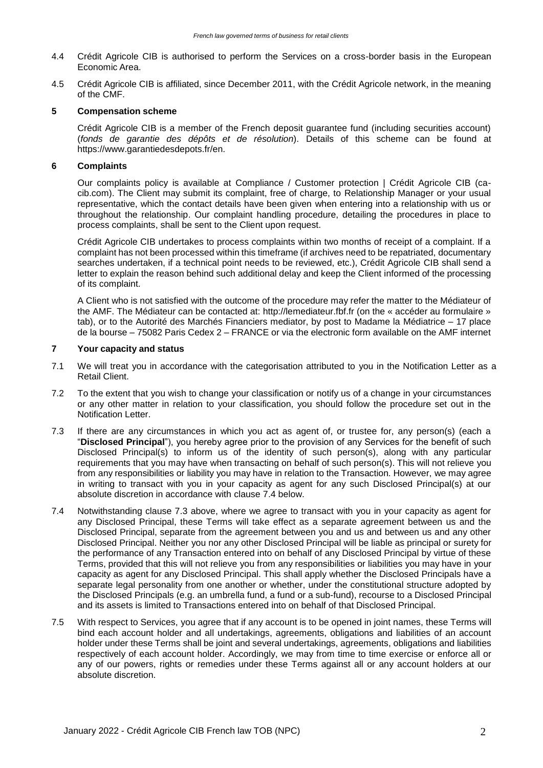4.4 Crédit Agricole CIB is authorised to perform the Services on a cross-border basis in the European Economic Area.

4.5 Crédit Agricole CIB is affiliated, since December 2011, with the Crédit Agricole network, in the meaning of the CMF.

## 5 Compensation scheme

Crédit Agricole CIB is a member of the French deposit guarantee fund (including securities account) (*fonds de garantie des dépôts et de résolution*). Details of this scheme can be found at https://www.garantiedesdepots.fr/en.

## 6 Complaints

Our complaints policy is available at Compliance / Customer protection | Crédit Agricole CIB (ca-cib.com). The Client may submit its complaint, free of charge, to Relationship Manager or your usual representative, which the contact details have been given when entering into a relationship with us or throughout the relationship. Our complaint handling procedure, detailing the procedures in place to process complaints, shall be sent to the Client upon request.

Crédit Agricole CIB undertakes to process complaints within two months of receipt of a complaint. If a complaint has not been processed within this timeframe (if archives need to be repatriated, documentary searches undertaken, if a technical point needs to be reviewed, etc.), Crédit Agricole CIB shall send a letter to explain the reason behind such additional delay and keep the Client informed of the processing of its complaint.

A Client who is not satisfied with the outcome of the procedure may refer the matter to the Médiateur of the AMF. The Médiateur can be contacted at: http://lemediateur.fbf.fr (on the « accéder au formulaire » tab), or to the Autorité des Marchés Financiers mediator, by post to Madame la Médiatrice – 17 place de la bourse – 75082 Paris Cedex 2 – FRANCE or via the electronic form available on the AMF internet

## 7 Your capacity and status

7.1 We will treat you in accordance with the categorisation attributed to you in the Notification Letter as a Retail Client.

7.2 To the extent that you wish to change your classification or notify us of a change in your circumstances or any other matter in relation to your classification, you should follow the procedure set out in the Notification Letter.

7.3 If there are any circumstances in which you act as agent of, or trustee for, any person(s) (each a "**Disclosed Principal**"), you hereby agree prior to the provision of any Services for the benefit of such Disclosed Principal(s) to inform us of the identity of such person(s), along with any particular requirements that you may have when transacting on behalf of such person(s). This will not relieve you from any responsibilities or liability you may have in relation to the Transaction. However, we may agree in writing to transact with you in your capacity as agent for any such Disclosed Principal(s) at our absolute discretion in accordance with clause 7.4 below.

7.4 Notwithstanding clause 7.3 above, where we agree to transact with you in your capacity as agent for any Disclosed Principal, these Terms will take effect as a separate agreement between us and the Disclosed Principal, separate from the agreement between you and us and between us and any other Disclosed Principal. Neither you nor any other Disclosed Principal will be liable as principal or surety for the performance of any Transaction entered into on behalf of any Disclosed Principal by virtue of these Terms, provided that this will not relieve you from any responsibilities or liabilities you may have in your capacity as agent for any Disclosed Principal. This shall apply whether the Disclosed Principals have a separate legal personality from one another or whether, under the constitutional structure adopted by the Disclosed Principals (e.g. an umbrella fund, a fund or a sub-fund), recourse to a Disclosed Principal and its assets is limited to Transactions entered into on behalf of that Disclosed Principal.

7.5 With respect to Services, you agree that if any account is to be opened in joint names, these Terms will bind each account holder and all undertakings, agreements, obligations and liabilities of an account holder under these Terms shall be joint and several undertakings, agreements, obligations and liabilities respectively of each account holder. Accordingly, we may from time to time exercise or enforce all or any of our powers, rights or remedies under these Terms against all or any account holders at our absolute discretion.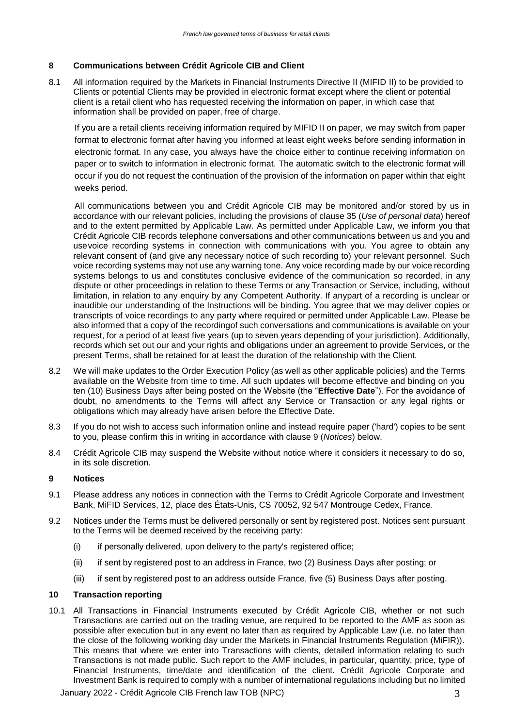## 8 Communications between Crédit Agricole CIB and Client

8.1 All information required by the Markets in Financial Instruments Directive II (MIFID II) to be provided to Clients or potential Clients may be provided in electronic format except where the client or potential client is a retail client who has requested receiving the information on paper, in which case that information shall be provided on paper, free of charge.

If you are a retail clients receiving information required by MIFID II on paper, we may switch from paper format to electronic format after having you informed at least eight weeks before sending information in electronic format. In any case, you always have the choice either to continue receiving information on paper or to switch to information in electronic format. The automatic switch to the electronic format will occur if you do not request the continuation of the provision of the information on paper within that eight weeks period.

All communications between you and Crédit Agricole CIB may be monitored and/or stored by us in accordance with our relevant policies, including the provisions of clause 35 (*Use of personal data*) hereof and to the extent permitted by Applicable Law. As permitted under Applicable Law, we inform you that Crédit Agricole CIB records telephone conversations and other communications between us and you and usevoice recording systems in connection with communications with you. You agree to obtain any relevant consent of (and give any necessary notice of such recording to) your relevant personnel. Such voice recording systems may not use any warning tone. Any voice recording made by our voice recording systems belongs to us and constitutes conclusive evidence of the communication so recorded, in any dispute or other proceedings in relation to these Terms or any Transaction or Service, including, without limitation, in relation to any enquiry by any Competent Authority. If anypart of a recording is unclear or inaudible our understanding of the Instructions will be binding. You agree that we may deliver copies or transcripts of voice recordings to any party where required or permitted under Applicable Law. Please be also informed that a copy of the recordingof such conversations and communications is available on your request, for a period of at least five years (up to seven years depending of your jurisdiction). Additionally, records which set out our and your rights and obligations under an agreement to provide Services, or the present Terms, shall be retained for at least the duration of the relationship with the Client.

8.2 We will make updates to the Order Execution Policy (as well as other applicable policies) and the Terms available on the Website from time to time. All such updates will become effective and binding on you ten (10) Business Days after being posted on the Website (the "**Effective Date**"). For the avoidance of doubt, no amendments to the Terms will affect any Service or Transaction or any legal rights or obligations which may already have arisen before the Effective Date.

8.3 If you do not wish to access such information online and instead require paper ('hard') copies to be sent to you, please confirm this in writing in accordance with clause 9 (*Notices*) below.

8.4 Crédit Agricole CIB may suspend the Website without notice where it considers it necessary to do so, in its sole discretion.

## 9 Notices

9.1 Please address any notices in connection with the Terms to Crédit Agricole Corporate and Investment Bank, MiFID Services, 12, place des États-Unis, CS 70052, 92 547 Montrouge Cedex, France.

9.2 Notices under the Terms must be delivered personally or sent by registered post. Notices sent pursuant to the Terms will be deemed received by the receiving party:

(i) if personally delivered, upon delivery to the party's registered office;

(ii) if sent by registered post to an address in France, two (2) Business Days after posting; or

(iii) if sent by registered post to an address outside France, five (5) Business Days after posting.

## 10 Transaction reporting

10.1 All Transactions in Financial Instruments executed by Crédit Agricole CIB, whether or not such Transactions are carried out on the trading venue, are required to be reported to the AMF as soon as possible after execution but in any event no later than as required by Applicable Law (i.e. no later than the close of the following working day under the Markets in Financial Instruments Regulation (MiFIR)). This means that where we enter into Transactions with clients, detailed information relating to such Transactions is not made public. Such report to the AMF includes, in particular, quantity, price, type of Financial Instruments, time/date and identification of the client. Crédit Agricole Corporate and Investment Bank is required to comply with a number of international regulations including but no limited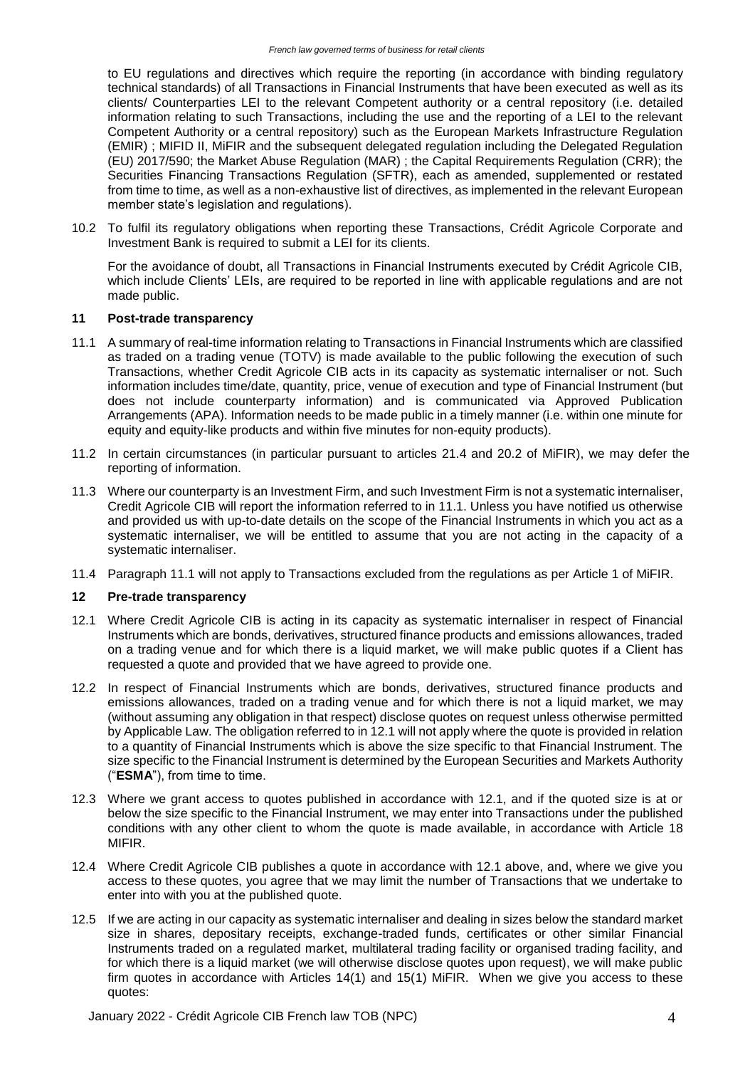to EU regulations and directives which require the reporting (in accordance with binding regulatory technical standards) of all Transactions in Financial Instruments that have been executed as well as its clients/ Counterparties LEI to the relevant Competent authority or a central repository (i.e. detailed information relating to such Transactions, including the use and the reporting of a LEI to the relevant Competent Authority or a central repository) such as the European Markets Infrastructure Regulation (EMIR) ; MIFID II, MiFIR and the subsequent delegated regulation including the Delegated Regulation (EU) 2017/590; the Market Abuse Regulation (MAR) ; the Capital Requirements Regulation (CRR); the Securities Financing Transactions Regulation (SFTR), each as amended, supplemented or restated from time to time, as well as a non-exhaustive list of directives, as implemented in the relevant European member state's legislation and regulations).

10.2 To fulfil its regulatory obligations when reporting these Transactions, Crédit Agricole Corporate and Investment Bank is required to submit a LEI for its clients.

For the avoidance of doubt, all Transactions in Financial Instruments executed by Crédit Agricole CIB, which include Clients' LEIs, are required to be reported in line with applicable regulations and are not made public.

## 11 Post-trade transparency

11.1 A summary of real-time information relating to Transactions in Financial Instruments which are classified as traded on a trading venue (TOTV) is made available to the public following the execution of such Transactions, whether Credit Agricole CIB acts in its capacity as systematic internaliser or not. Such information includes time/date, quantity, price, venue of execution and type of Financial Instrument (but does not include counterparty information) and is communicated via Approved Publication Arrangements (APA). Information needs to be made public in a timely manner (i.e. within one minute for equity and equity-like products and within five minutes for non-equity products).

11.2 In certain circumstances (in particular pursuant to articles 21.4 and 20.2 of MiFIR), we may defer the reporting of information.

11.3 Where our counterparty is an Investment Firm, and such Investment Firm is not a systematic internaliser, Credit Agricole CIB will report the information referred to in 11.1. Unless you have notified us otherwise and provided us with up-to-date details on the scope of the Financial Instruments in which you act as a systematic internaliser, we will be entitled to assume that you are not acting in the capacity of a systematic internaliser.

11.4 Paragraph 11.1 will not apply to Transactions excluded from the regulations as per Article 1 of MiFIR.

## 12 Pre-trade transparency

12.1 Where Credit Agricole CIB is acting in its capacity as systematic internaliser in respect of Financial Instruments which are bonds, derivatives, structured finance products and emissions allowances, traded on a trading venue and for which there is a liquid market, we will make public quotes if a Client has requested a quote and provided that we have agreed to provide one.

12.2 In respect of Financial Instruments which are bonds, derivatives, structured finance products and emissions allowances, traded on a trading venue and for which there is not a liquid market, we may (without assuming any obligation in that respect) disclose quotes on request unless otherwise permitted by Applicable Law. The obligation referred to in 12.1 will not apply where the quote is provided in relation to a quantity of Financial Instruments which is above the size specific to that Financial Instrument. The size specific to the Financial Instrument is determined by the European Securities and Markets Authority ("**ESMA**"), from time to time.

12.3 Where we grant access to quotes published in accordance with 12.1, and if the quoted size is at or below the size specific to the Financial Instrument, we may enter into Transactions under the published conditions with any other client to whom the quote is made available, in accordance with Article 18 MIFIR.

12.4 Where Credit Agricole CIB publishes a quote in accordance with 12.1 above, and, where we give you access to these quotes, you agree that we may limit the number of Transactions that we undertake to enter into with you at the published quote.

12.5 If we are acting in our capacity as systematic internaliser and dealing in sizes below the standard market size in shares, depositary receipts, exchange-traded funds, certificates or other similar Financial Instruments traded on a regulated market, multilateral trading facility or organised trading facility, and for which there is a liquid market (we will otherwise disclose quotes upon request), we will make public firm quotes in accordance with Articles 14(1) and 15(1) MiFIR. When we give you access to these quotes: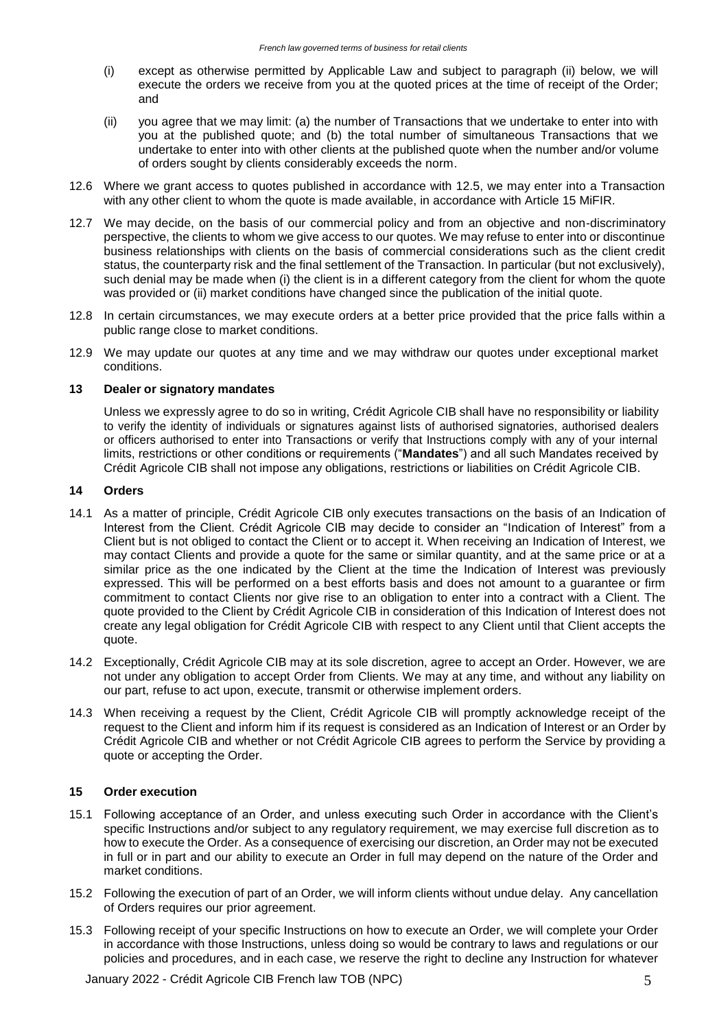(i) except as otherwise permitted by Applicable Law and subject to paragraph (ii) below, we will execute the orders we receive from you at the quoted prices at the time of receipt of the Order; and

(ii) you agree that we may limit: (a) the number of Transactions that we undertake to enter into with you at the published quote; and (b) the total number of simultaneous Transactions that we undertake to enter into with other clients at the published quote when the number and/or volume of orders sought by clients considerably exceeds the norm.

12.6 Where we grant access to quotes published in accordance with 12.5, we may enter into a Transaction with any other client to whom the quote is made available, in accordance with Article 15 MiFIR.

12.7 We may decide, on the basis of our commercial policy and from an objective and non-discriminatory perspective, the clients to whom we give access to our quotes. We may refuse to enter into or discontinue business relationships with clients on the basis of commercial considerations such as the client credit status, the counterparty risk and the final settlement of the Transaction. In particular (but not exclusively), such denial may be made when (i) the client is in a different category from the client for whom the quote was provided or (ii) market conditions have changed since the publication of the initial quote.

12.8 In certain circumstances, we may execute orders at a better price provided that the price falls within a public range close to market conditions.

12.9 We may update our quotes at any time and we may withdraw our quotes under exceptional market conditions.

## 13 Dealer or signatory mandates

Unless we expressly agree to do so in writing, Crédit Agricole CIB shall have no responsibility or liability to verify the identity of individuals or signatures against lists of authorised signatories, authorised dealers or officers authorised to enter into Transactions or verify that Instructions comply with any of your internal limits, restrictions or other conditions or requirements ("**Mandates**") and all such Mandates received by Crédit Agricole CIB shall not impose any obligations, restrictions or liabilities on Crédit Agricole CIB.

## 14 Orders

14.1 As a matter of principle, Crédit Agricole CIB only executes transactions on the basis of an Indication of Interest from the Client. Crédit Agricole CIB may decide to consider an "Indication of Interest" from a Client but is not obliged to contact the Client or to accept it. When receiving an Indication of Interest, we may contact Clients and provide a quote for the same or similar quantity, and at the same price or at a similar price as the one indicated by the Client at the time the Indication of Interest was previously expressed. This will be performed on a best efforts basis and does not amount to a guarantee or firm commitment to contact Clients nor give rise to an obligation to enter into a contract with a Client. The quote provided to the Client by Crédit Agricole CIB in consideration of this Indication of Interest does not create any legal obligation for Crédit Agricole CIB with respect to any Client until that Client accepts the quote.

14.2 Exceptionally, Crédit Agricole CIB may at its sole discretion, agree to accept an Order. However, we are not under any obligation to accept Order from Clients. We may at any time, and without any liability on our part, refuse to act upon, execute, transmit or otherwise implement orders.

14.3 When receiving a request by the Client, Crédit Agricole CIB will promptly acknowledge receipt of the request to the Client and inform him if its request is considered as an Indication of Interest or an Order by Crédit Agricole CIB and whether or not Crédit Agricole CIB agrees to perform the Service by providing a quote or accepting the Order.

## 15 Order execution

15.1 Following acceptance of an Order, and unless executing such Order in accordance with the Client's specific Instructions and/or subject to any regulatory requirement, we may exercise full discretion as to how to execute the Order. As a consequence of exercising our discretion, an Order may not be executed in full or in part and our ability to execute an Order in full may depend on the nature of the Order and market conditions.

15.2 Following the execution of part of an Order, we will inform clients without undue delay. Any cancellation of Orders requires our prior agreement.

15.3 Following receipt of your specific Instructions on how to execute an Order, we will complete your Order in accordance with those Instructions, unless doing so would be contrary to laws and regulations or our policies and procedures, and in each case, we reserve the right to decline any Instruction for whatever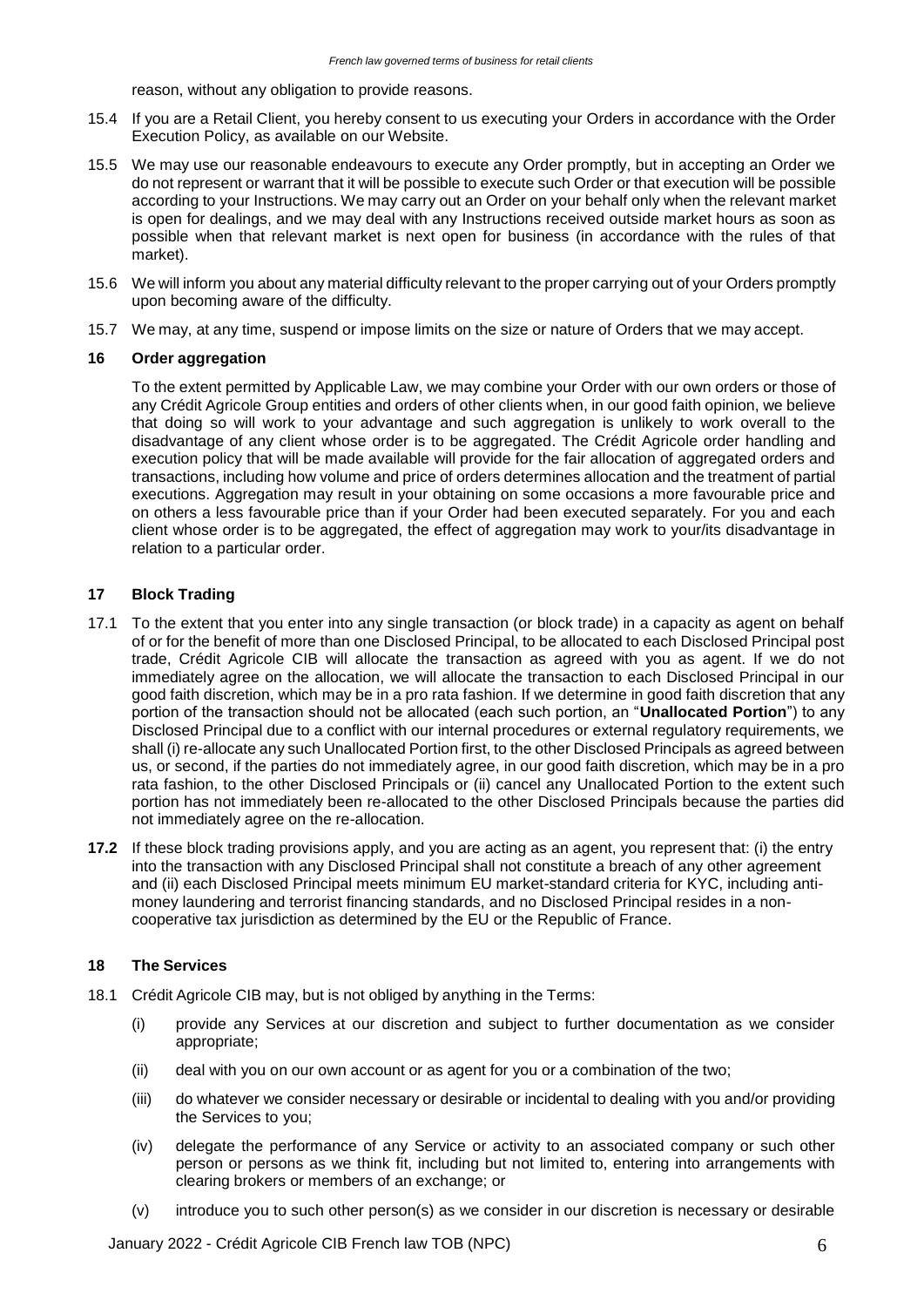reason, without any obligation to provide reasons.

15.4 If you are a Retail Client, you hereby consent to us executing your Orders in accordance with the Order Execution Policy, as available on our Website.

15.5 We may use our reasonable endeavours to execute any Order promptly, but in accepting an Order we do not represent or warrant that it will be possible to execute such Order or that execution will be possible according to your Instructions. We may carry out an Order on your behalf only when the relevant market is open for dealings, and we may deal with any Instructions received outside market hours as soon as possible when that relevant market is next open for business (in accordance with the rules of that market).

15.6 We will inform you about any material difficulty relevant to the proper carrying out of your Orders promptly upon becoming aware of the difficulty.

15.7 We may, at any time, suspend or impose limits on the size or nature of Orders that we may accept.

## 16 Order aggregation

To the extent permitted by Applicable Law, we may combine your Order with our own orders or those of any Crédit Agricole Group entities and orders of other clients when, in our good faith opinion, we believe that doing so will work to your advantage and such aggregation is unlikely to work overall to the disadvantage of any client whose order is to be aggregated. The Crédit Agricole order handling and execution policy that will be made available will provide for the fair allocation of aggregated orders and transactions, including how volume and price of orders determines allocation and the treatment of partial executions. Aggregation may result in your obtaining on some occasions a more favourable price and on others a less favourable price than if your Order had been executed separately. For you and each client whose order is to be aggregated, the effect of aggregation may work to your/its disadvantage in relation to a particular order.

## 17 Block Trading

17.1 To the extent that you enter into any single transaction (or block trade) in a capacity as agent on behalf of or for the benefit of more than one Disclosed Principal, to be allocated to each Disclosed Principal post trade, Crédit Agricole CIB will allocate the transaction as agreed with you as agent. If we do not immediately agree on the allocation, we will allocate the transaction to each Disclosed Principal in our good faith discretion, which may be in a pro rata fashion. If we determine in good faith discretion that any portion of the transaction should not be allocated (each such portion, an "**Unallocated Portion**") to any Disclosed Principal due to a conflict with our internal procedures or external regulatory requirements, we shall (i) re-allocate any such Unallocated Portion first, to the other Disclosed Principals as agreed between us, or second, if the parties do not immediately agree, in our good faith discretion, which may be in a pro rata fashion, to the other Disclosed Principals or (ii) cancel any Unallocated Portion to the extent such portion has not immediately been re-allocated to the other Disclosed Principals because the parties did not immediately agree on the re-allocation.

**17.2** If these block trading provisions apply, and you are acting as an agent, you represent that: (i) the entry into the transaction with any Disclosed Principal shall not constitute a breach of any other agreement and (ii) each Disclosed Principal meets minimum EU market-standard criteria for KYC, including anti-money laundering and terrorist financing standards, and no Disclosed Principal resides in a non-cooperative tax jurisdiction as determined by the EU or the Republic of France.

## 18 The Services

18.1 Crédit Agricole CIB may, but is not obliged by anything in the Terms:

(i) provide any Services at our discretion and subject to further documentation as we consider appropriate;

(ii) deal with you on our own account or as agent for you or a combination of the two;

(iii) do whatever we consider necessary or desirable or incidental to dealing with you and/or providing the Services to you;

(iv) delegate the performance of any Service or activity to an associated company or such other person or persons as we think fit, including but not limited to, entering into arrangements with clearing brokers or members of an exchange; or

(v) introduce you to such other person(s) as we consider in our discretion is necessary or desirable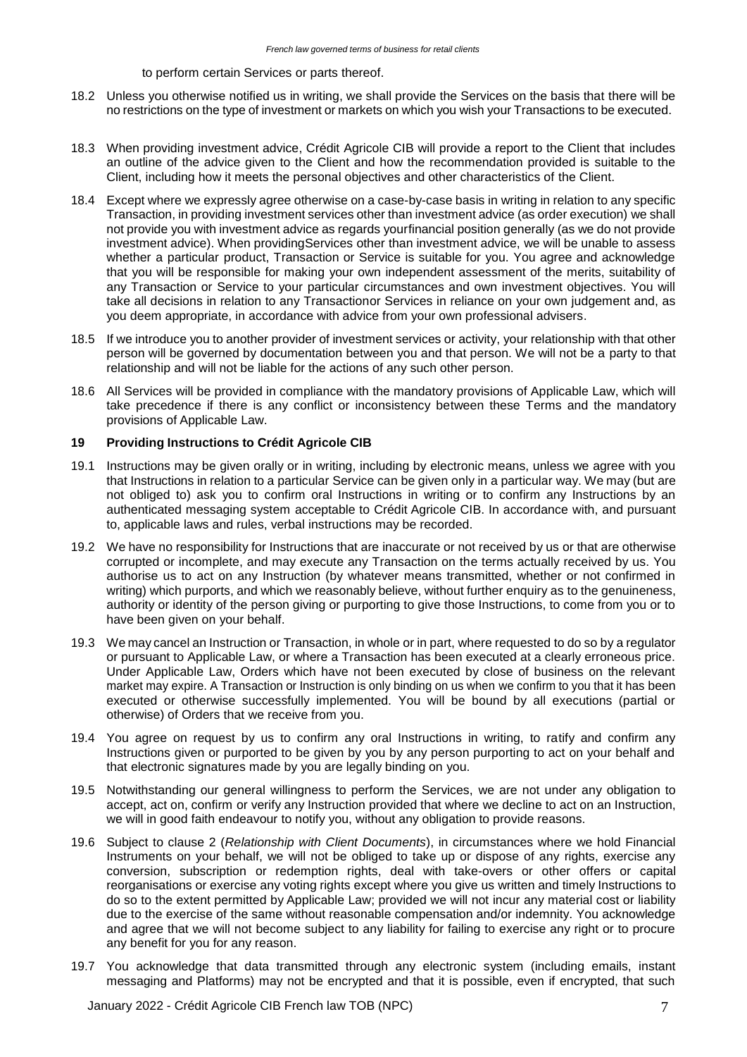to perform certain Services or parts thereof.

18.2 Unless you otherwise notified us in writing, we shall provide the Services on the basis that there will be no restrictions on the type of investment or markets on which you wish your Transactions to be executed.

18.3 When providing investment advice, Crédit Agricole CIB will provide a report to the Client that includes an outline of the advice given to the Client and how the recommendation provided is suitable to the Client, including how it meets the personal objectives and other characteristics of the Client.

18.4 Except where we expressly agree otherwise on a case-by-case basis in writing in relation to any specific Transaction, in providing investment services other than investment advice (as order execution) we shall not provide you with investment advice as regards yourfinancial position generally (as we do not provide investment advice). When providingServices other than investment advice, we will be unable to assess whether a particular product, Transaction or Service is suitable for you. You agree and acknowledge that you will be responsible for making your own independent assessment of the merits, suitability of any Transaction or Service to your particular circumstances and own investment objectives. You will take all decisions in relation to any Transactionor Services in reliance on your own judgement and, as you deem appropriate, in accordance with advice from your own professional advisers.

18.5 If we introduce you to another provider of investment services or activity, your relationship with that other person will be governed by documentation between you and that person. We will not be a party to that relationship and will not be liable for the actions of any such other person.

18.6 All Services will be provided in compliance with the mandatory provisions of Applicable Law, which will take precedence if there is any conflict or inconsistency between these Terms and the mandatory provisions of Applicable Law.

## 19 Providing Instructions to Crédit Agricole CIB

19.1 Instructions may be given orally or in writing, including by electronic means, unless we agree with you that Instructions in relation to a particular Service can be given only in a particular way. We may (but are not obliged to) ask you to confirm oral Instructions in writing or to confirm any Instructions by an authenticated messaging system acceptable to Crédit Agricole CIB. In accordance with, and pursuant to, applicable laws and rules, verbal instructions may be recorded.

19.2 We have no responsibility for Instructions that are inaccurate or not received by us or that are otherwise corrupted or incomplete, and may execute any Transaction on the terms actually received by us. You authorise us to act on any Instruction (by whatever means transmitted, whether or not confirmed in writing) which purports, and which we reasonably believe, without further enquiry as to the genuineness, authority or identity of the person giving or purporting to give those Instructions, to come from you or to have been given on your behalf.

19.3 We may cancel an Instruction or Transaction, in whole or in part, where requested to do so by a regulator or pursuant to Applicable Law, or where a Transaction has been executed at a clearly erroneous price. Under Applicable Law, Orders which have not been executed by close of business on the relevant market may expire. A Transaction or Instruction is only binding on us when we confirm to you that it has been executed or otherwise successfully implemented. You will be bound by all executions (partial or otherwise) of Orders that we receive from you.

19.4 You agree on request by us to confirm any oral Instructions in writing, to ratify and confirm any Instructions given or purported to be given by you by any person purporting to act on your behalf and that electronic signatures made by you are legally binding on you.

19.5 Notwithstanding our general willingness to perform the Services, we are not under any obligation to accept, act on, confirm or verify any Instruction provided that where we decline to act on an Instruction, we will in good faith endeavour to notify you, without any obligation to provide reasons.

19.6 Subject to clause 2 (*Relationship with Client Documents*), in circumstances where we hold Financial Instruments on your behalf, we will not be obliged to take up or dispose of any rights, exercise any conversion, subscription or redemption rights, deal with take-overs or other offers or capital reorganisations or exercise any voting rights except where you give us written and timely Instructions to do so to the extent permitted by Applicable Law; provided we will not incur any material cost or liability due to the exercise of the same without reasonable compensation and/or indemnity. You acknowledge and agree that we will not become subject to any liability for failing to exercise any right or to procure any benefit for you for any reason.

19.7 You acknowledge that data transmitted through any electronic system (including emails, instant messaging and Platforms) may not be encrypted and that it is possible, even if encrypted, that such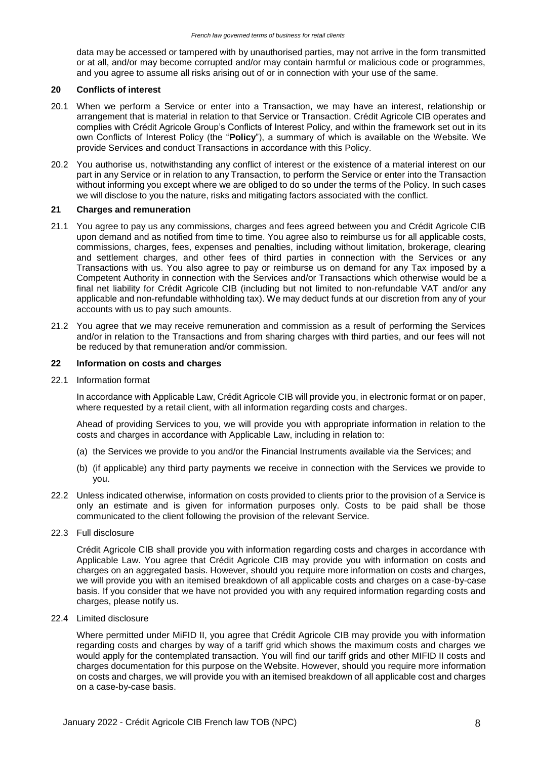data may be accessed or tampered with by unauthorised parties, may not arrive in the form transmitted or at all, and/or may become corrupted and/or may contain harmful or malicious code or programmes, and you agree to assume all risks arising out of or in connection with your use of the same.

## 20 Conflicts of interest

20.1 When we perform a Service or enter into a Transaction, we may have an interest, relationship or arrangement that is material in relation to that Service or Transaction. Crédit Agricole CIB operates and complies with Crédit Agricole Group's Conflicts of Interest Policy, and within the framework set out in its own Conflicts of Interest Policy (the "**Policy**"), a summary of which is available on the Website. We provide Services and conduct Transactions in accordance with this Policy.

20.2 You authorise us, notwithstanding any conflict of interest or the existence of a material interest on our part in any Service or in relation to any Transaction, to perform the Service or enter into the Transaction without informing you except where we are obliged to do so under the terms of the Policy. In such cases we will disclose to you the nature, risks and mitigating factors associated with the conflict.

## 21 Charges and remuneration

21.1 You agree to pay us any commissions, charges and fees agreed between you and Crédit Agricole CIB upon demand and as notified from time to time. You agree also to reimburse us for all applicable costs, commissions, charges, fees, expenses and penalties, including without limitation, brokerage, clearing and settlement charges, and other fees of third parties in connection with the Services or any Transactions with us. You also agree to pay or reimburse us on demand for any Tax imposed by a Competent Authority in connection with the Services and/or Transactions which otherwise would be a final net liability for Crédit Agricole CIB (including but not limited to non-refundable VAT and/or any applicable and non-refundable withholding tax). We may deduct funds at our discretion from any of your accounts with us to pay such amounts.

21.2 You agree that we may receive remuneration and commission as a result of performing the Services and/or in relation to the Transactions and from sharing charges with third parties, and our fees will not be reduced by that remuneration and/or commission.

## 22 Information on costs and charges

22.1 Information format

In accordance with Applicable Law, Crédit Agricole CIB will provide you, in electronic format or on paper, where requested by a retail client, with all information regarding costs and charges.

Ahead of providing Services to you, we will provide you with appropriate information in relation to the costs and charges in accordance with Applicable Law, including in relation to:

(a) the Services we provide to you and/or the Financial Instruments available via the Services; and

(b) (if applicable) any third party payments we receive in connection with the Services we provide to you.

22.2 Unless indicated otherwise, information on costs provided to clients prior to the provision of a Service is only an estimate and is given for information purposes only. Costs to be paid shall be those communicated to the client following the provision of the relevant Service.

22.3 Full disclosure

Crédit Agricole CIB shall provide you with information regarding costs and charges in accordance with Applicable Law. You agree that Crédit Agricole CIB may provide you with information on costs and charges on an aggregated basis. However, should you require more information on costs and charges, we will provide you with an itemised breakdown of all applicable costs and charges on a case-by-case basis. If you consider that we have not provided you with any required information regarding costs and charges, please notify us.

22.4 Limited disclosure

Where permitted under MiFID II, you agree that Crédit Agricole CIB may provide you with information regarding costs and charges by way of a tariff grid which shows the maximum costs and charges we would apply for the contemplated transaction. You will find our tariff grids and other MIFID II costs and charges documentation for this purpose on the Website. However, should you require more information on costs and charges, we will provide you with an itemised breakdown of all applicable cost and charges on a case-by-case basis.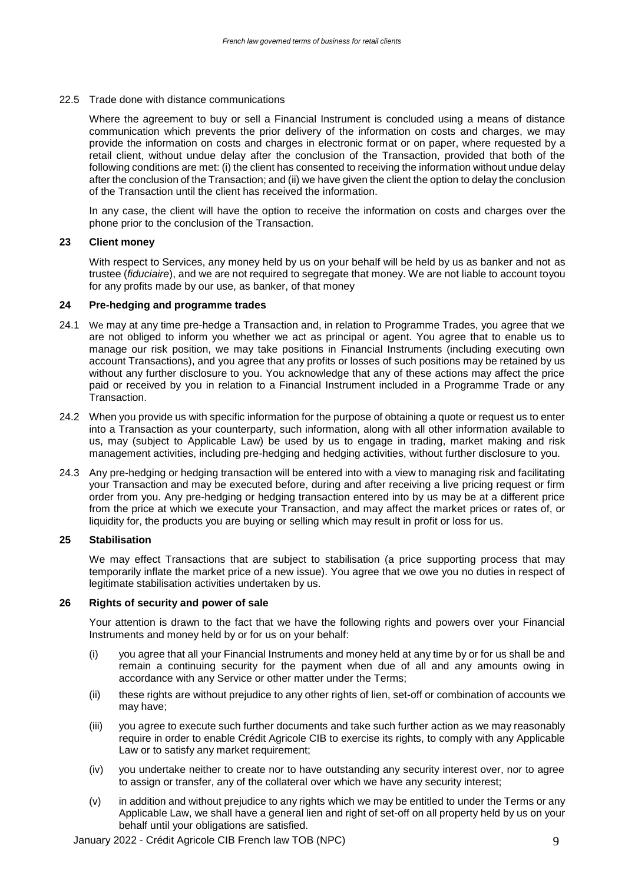22.5 Trade done with distance communications

Where the agreement to buy or sell a Financial Instrument is concluded using a means of distance communication which prevents the prior delivery of the information on costs and charges, we may provide the information on costs and charges in electronic format or on paper, where requested by a retail client, without undue delay after the conclusion of the Transaction, provided that both of the following conditions are met: (i) the client has consented to receiving the information without undue delay after the conclusion of the Transaction; and (ii) we have given the client the option to delay the conclusion of the Transaction until the client has received the information.

In any case, the client will have the option to receive the information on costs and charges over the phone prior to the conclusion of the Transaction.

## 23 Client money

With respect to Services, any money held by us on your behalf will be held by us as banker and not as trustee (*fiduciaire*), and we are not required to segregate that money. We are not liable to account toyou for any profits made by our use, as banker, of that money

## 24 Pre-hedging and programme trades

24.1 We may at any time pre-hedge a Transaction and, in relation to Programme Trades, you agree that we are not obliged to inform you whether we act as principal or agent. You agree that to enable us to manage our risk position, we may take positions in Financial Instruments (including executing own account Transactions), and you agree that any profits or losses of such positions may be retained by us without any further disclosure to you. You acknowledge that any of these actions may affect the price paid or received by you in relation to a Financial Instrument included in a Programme Trade or any Transaction.

24.2 When you provide us with specific information for the purpose of obtaining a quote or request us to enter into a Transaction as your counterparty, such information, along with all other information available to us, may (subject to Applicable Law) be used by us to engage in trading, market making and risk management activities, including pre-hedging and hedging activities, without further disclosure to you.

24.3 Any pre-hedging or hedging transaction will be entered into with a view to managing risk and facilitating your Transaction and may be executed before, during and after receiving a live pricing request or firm order from you. Any pre-hedging or hedging transaction entered into by us may be at a different price from the price at which we execute your Transaction, and may affect the market prices or rates of, or liquidity for, the products you are buying or selling which may result in profit or loss for us.

## 25 Stabilisation

We may effect Transactions that are subject to stabilisation (a price supporting process that may temporarily inflate the market price of a new issue). You agree that we owe you no duties in respect of legitimate stabilisation activities undertaken by us.

## 26 Rights of security and power of sale

Your attention is drawn to the fact that we have the following rights and powers over your Financial Instruments and money held by or for us on your behalf:

(i) you agree that all your Financial Instruments and money held at any time by or for us shall be and remain a continuing security for the payment when due of all and any amounts owing in accordance with any Service or other matter under the Terms;

(ii) these rights are without prejudice to any other rights of lien, set-off or combination of accounts we may have;

(iii) you agree to execute such further documents and take such further action as we may reasonably require in order to enable Crédit Agricole CIB to exercise its rights, to comply with any Applicable Law or to satisfy any market requirement;

(iv) you undertake neither to create nor to have outstanding any security interest over, nor to agree to assign or transfer, any of the collateral over which we have any security interest;

(v) in addition and without prejudice to any rights which we may be entitled to under the Terms or any Applicable Law, we shall have a general lien and right of set-off on all property held by us on your behalf until your obligations are satisfied.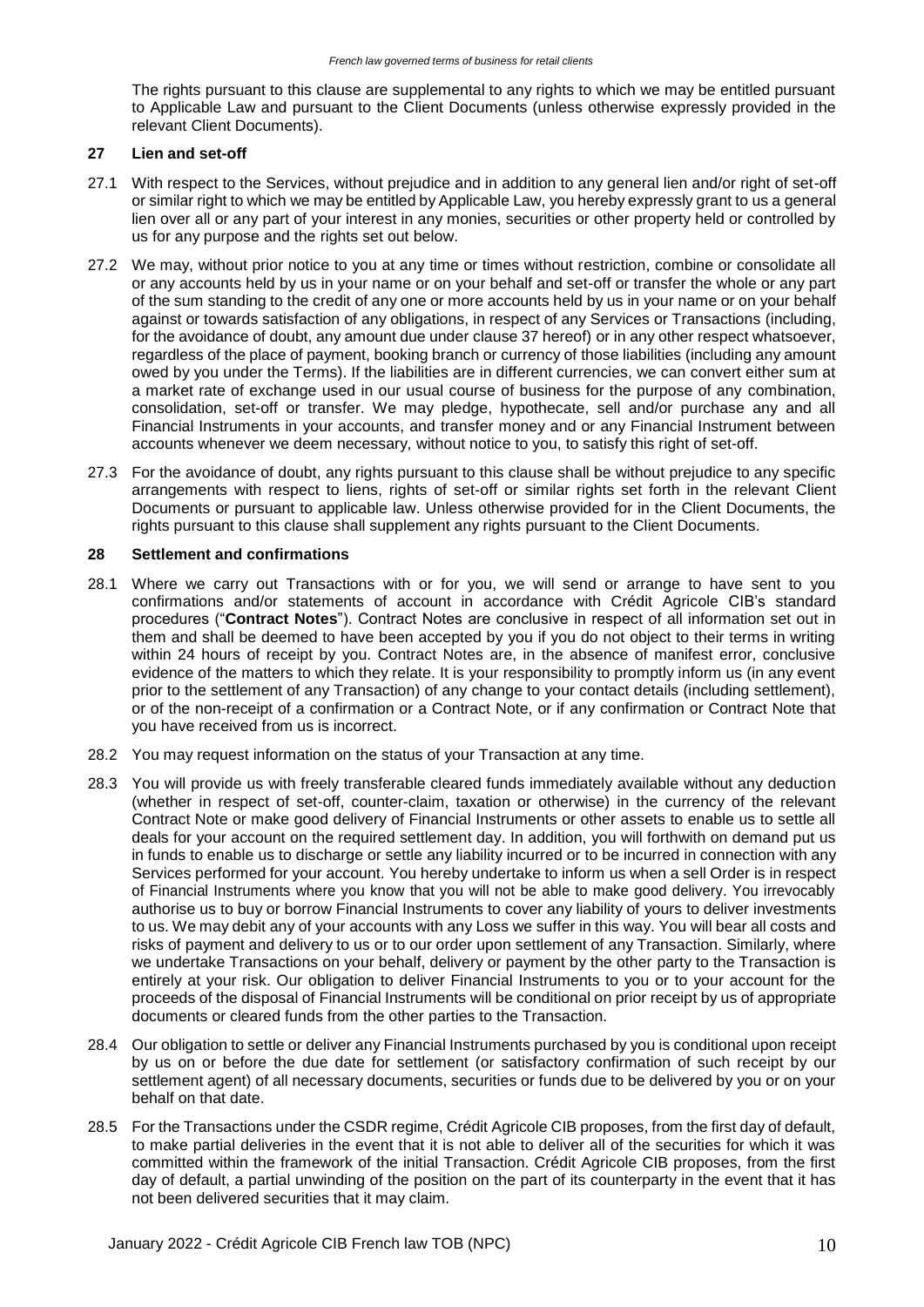The rights pursuant to this clause are supplemental to any rights to which we may be entitled pursuant to Applicable Law and pursuant to the Client Documents (unless otherwise expressly provided in the relevant Client Documents).

## 27 Lien and set-off

27.1 With respect to the Services, without prejudice and in addition to any general lien and/or right of set-off or similar right to which we may be entitled by Applicable Law, you hereby expressly grant to us a general lien over all or any part of your interest in any monies, securities or other property held or controlled by us for any purpose and the rights set out below.

27.2 We may, without prior notice to you at any time or times without restriction, combine or consolidate all or any accounts held by us in your name or on your behalf and set-off or transfer the whole or any part of the sum standing to the credit of any one or more accounts held by us in your name or on your behalf against or towards satisfaction of any obligations, in respect of any Services or Transactions (including, for the avoidance of doubt, any amount due under clause 37 hereof) or in any other respect whatsoever, regardless of the place of payment, booking branch or currency of those liabilities (including any amount owed by you under the Terms). If the liabilities are in different currencies, we can convert either sum at a market rate of exchange used in our usual course of business for the purpose of any combination, consolidation, set-off or transfer. We may pledge, hypothecate, sell and/or purchase any and all Financial Instruments in your accounts, and transfer money and or any Financial Instrument between accounts whenever we deem necessary, without notice to you, to satisfy this right of set-off.

27.3 For the avoidance of doubt, any rights pursuant to this clause shall be without prejudice to any specific arrangements with respect to liens, rights of set-off or similar rights set forth in the relevant Client Documents or pursuant to applicable law. Unless otherwise provided for in the Client Documents, the rights pursuant to this clause shall supplement any rights pursuant to the Client Documents.

## 28 Settlement and confirmations

28.1 Where we carry out Transactions with or for you, we will send or arrange to have sent to you confirmations and/or statements of account in accordance with Crédit Agricole CIB's standard procedures ("**Contract Notes**"). Contract Notes are conclusive in respect of all information set out in them and shall be deemed to have been accepted by you if you do not object to their terms in writing within 24 hours of receipt by you. Contract Notes are, in the absence of manifest error, conclusive evidence of the matters to which they relate. It is your responsibility to promptly inform us (in any event prior to the settlement of any Transaction) of any change to your contact details (including settlement), or of the non-receipt of a confirmation or a Contract Note, or if any confirmation or Contract Note that you have received from us is incorrect.

28.2 You may request information on the status of your Transaction at any time.

28.3 You will provide us with freely transferable cleared funds immediately available without any deduction (whether in respect of set-off, counter-claim, taxation or otherwise) in the currency of the relevant Contract Note or make good delivery of Financial Instruments or other assets to enable us to settle all deals for your account on the required settlement day. In addition, you will forthwith on demand put us in funds to enable us to discharge or settle any liability incurred or to be incurred in connection with any Services performed for your account. You hereby undertake to inform us when a sell Order is in respect of Financial Instruments where you know that you will not be able to make good delivery. You irrevocably authorise us to buy or borrow Financial Instruments to cover any liability of yours to deliver investments to us. We may debit any of your accounts with any Loss we suffer in this way. You will bear all costs and risks of payment and delivery to us or to our order upon settlement of any Transaction. Similarly, where we undertake Transactions on your behalf, delivery or payment by the other party to the Transaction is entirely at your risk. Our obligation to deliver Financial Instruments to you or to your account for the proceeds of the disposal of Financial Instruments will be conditional on prior receipt by us of appropriate documents or cleared funds from the other parties to the Transaction.

28.4 Our obligation to settle or deliver any Financial Instruments purchased by you is conditional upon receipt by us on or before the due date for settlement (or satisfactory confirmation of such receipt by our settlement agent) of all necessary documents, securities or funds due to be delivered by you or on your behalf on that date.

28.5 For the Transactions under the CSDR regime, Crédit Agricole CIB proposes, from the first day of default, to make partial deliveries in the event that it is not able to deliver all of the securities for which it was committed within the framework of the initial Transaction. Crédit Agricole CIB proposes, from the first day of default, a partial unwinding of the position on the part of its counterparty in the event that it has not been delivered securities that it may claim.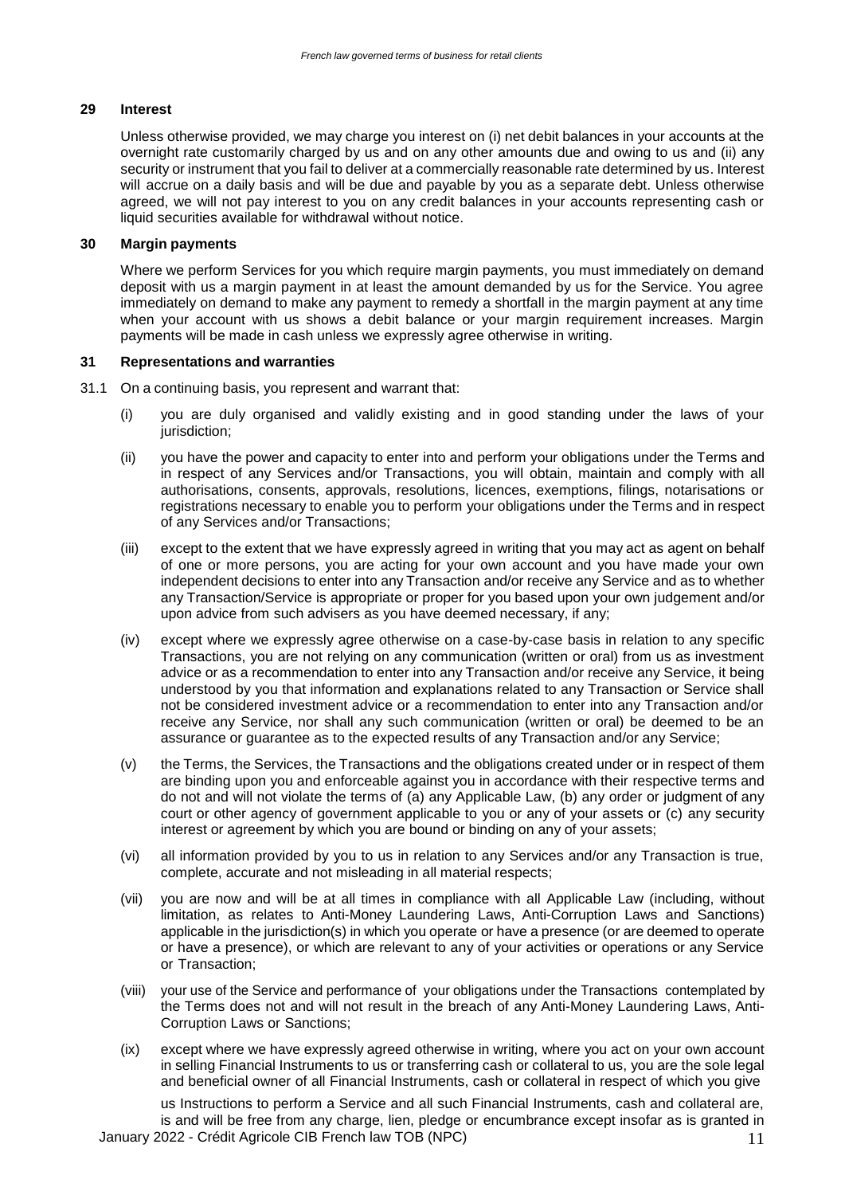## 29 Interest

Unless otherwise provided, we may charge you interest on (i) net debit balances in your accounts at the overnight rate customarily charged by us and on any other amounts due and owing to us and (ii) any security or instrument that you fail to deliver at a commercially reasonable rate determined by us. Interest will accrue on a daily basis and will be due and payable by you as a separate debt. Unless otherwise agreed, we will not pay interest to you on any credit balances in your accounts representing cash or liquid securities available for withdrawal without notice.

## 30 Margin payments

Where we perform Services for you which require margin payments, you must immediately on demand deposit with us a margin payment in at least the amount demanded by us for the Service. You agree immediately on demand to make any payment to remedy a shortfall in the margin payment at any time when your account with us shows a debit balance or your margin requirement increases. Margin payments will be made in cash unless we expressly agree otherwise in writing.

## 31 Representations and warranties

31.1 On a continuing basis, you represent and warrant that:

(i) you are duly organised and validly existing and in good standing under the laws of your jurisdiction;

(ii) you have the power and capacity to enter into and perform your obligations under the Terms and in respect of any Services and/or Transactions, you will obtain, maintain and comply with all authorisations, consents, approvals, resolutions, licences, exemptions, filings, notarisations or registrations necessary to enable you to perform your obligations under the Terms and in respect of any Services and/or Transactions;

(iii) except to the extent that we have expressly agreed in writing that you may act as agent on behalf of one or more persons, you are acting for your own account and you have made your own independent decisions to enter into any Transaction and/or receive any Service and as to whether any Transaction/Service is appropriate or proper for you based upon your own judgement and/or upon advice from such advisers as you have deemed necessary, if any;

(iv) except where we expressly agree otherwise on a case-by-case basis in relation to any specific Transactions, you are not relying on any communication (written or oral) from us as investment advice or as a recommendation to enter into any Transaction and/or receive any Service, it being understood by you that information and explanations related to any Transaction or Service shall not be considered investment advice or a recommendation to enter into any Transaction and/or receive any Service, nor shall any such communication (written or oral) be deemed to be an assurance or guarantee as to the expected results of any Transaction and/or any Service;

(v) the Terms, the Services, the Transactions and the obligations created under or in respect of them are binding upon you and enforceable against you in accordance with their respective terms and do not and will not violate the terms of (a) any Applicable Law, (b) any order or judgment of any court or other agency of government applicable to you or any of your assets or (c) any security interest or agreement by which you are bound or binding on any of your assets;

(vi) all information provided by you to us in relation to any Services and/or any Transaction is true, complete, accurate and not misleading in all material respects;

(vii) you are now and will be at all times in compliance with all Applicable Law (including, without limitation, as relates to Anti-Money Laundering Laws, Anti-Corruption Laws and Sanctions) applicable in the jurisdiction(s) in which you operate or have a presence (or are deemed to operate or have a presence), or which are relevant to any of your activities or operations or any Service or Transaction;

(viii) your use of the Service and performance of your obligations under the Transactions contemplated by the Terms does not and will not result in the breach of any Anti-Money Laundering Laws, Anti-Corruption Laws or Sanctions;

(ix) except where we have expressly agreed otherwise in writing, where you act on your own account in selling Financial Instruments to us or transferring cash or collateral to us, you are the sole legal and beneficial owner of all Financial Instruments, cash or collateral in respect of which you give us Instructions to perform a Service and all such Financial Instruments, cash and collateral are, is and will be free from any charge, lien, pledge or encumbrance except insofar as is granted in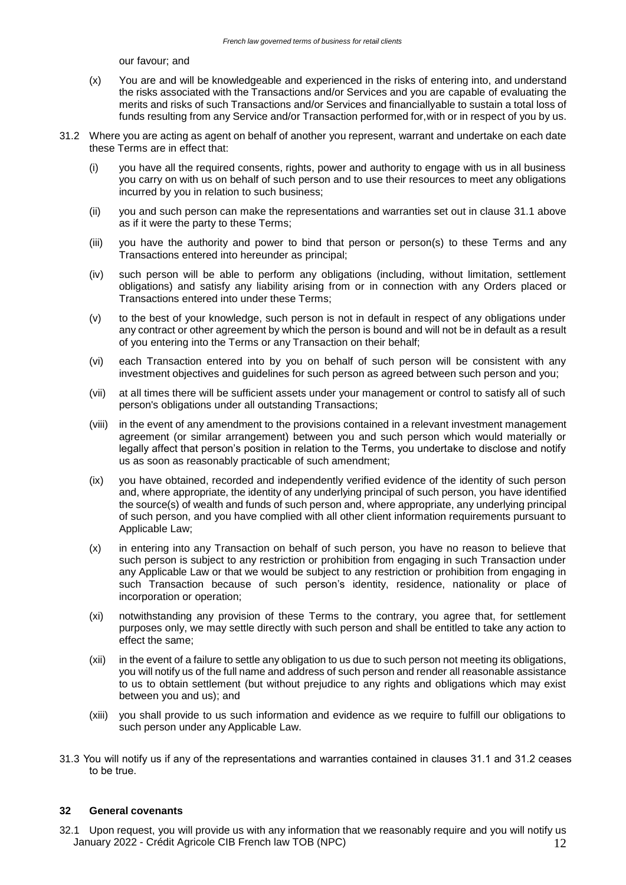our favour; and

(x) You are and will be knowledgeable and experienced in the risks of entering into, and understand the risks associated with the Transactions and/or Services and you are capable of evaluating the merits and risks of such Transactions and/or Services and financiallyable to sustain a total loss of funds resulting from any Service and/or Transaction performed for,with or in respect of you by us.

31.2 Where you are acting as agent on behalf of another you represent, warrant and undertake on each date these Terms are in effect that:

(i) you have all the required consents, rights, power and authority to engage with us in all business you carry on with us on behalf of such person and to use their resources to meet any obligations incurred by you in relation to such business;

(ii) you and such person can make the representations and warranties set out in clause 31.1 above as if it were the party to these Terms;

(iii) you have the authority and power to bind that person or person(s) to these Terms and any Transactions entered into hereunder as principal;

(iv) such person will be able to perform any obligations (including, without limitation, settlement obligations) and satisfy any liability arising from or in connection with any Orders placed or Transactions entered into under these Terms;

(v) to the best of your knowledge, such person is not in default in respect of any obligations under any contract or other agreement by which the person is bound and will not be in default as a result of you entering into the Terms or any Transaction on their behalf;

(vi) each Transaction entered into by you on behalf of such person will be consistent with any investment objectives and guidelines for such person as agreed between such person and you;

(vii) at all times there will be sufficient assets under your management or control to satisfy all of such person's obligations under all outstanding Transactions;

(viii) in the event of any amendment to the provisions contained in a relevant investment management agreement (or similar arrangement) between you and such person which would materially or legally affect that person's position in relation to the Terms, you undertake to disclose and notify us as soon as reasonably practicable of such amendment;

(ix) you have obtained, recorded and independently verified evidence of the identity of such person and, where appropriate, the identity of any underlying principal of such person, you have identified the source(s) of wealth and funds of such person and, where appropriate, any underlying principal of such person, and you have complied with all other client information requirements pursuant to Applicable Law;

(x) in entering into any Transaction on behalf of such person, you have no reason to believe that such person is subject to any restriction or prohibition from engaging in such Transaction under any Applicable Law or that we would be subject to any restriction or prohibition from engaging in such Transaction because of such person's identity, residence, nationality or place of incorporation or operation;

(xi) notwithstanding any provision of these Terms to the contrary, you agree that, for settlement purposes only, we may settle directly with such person and shall be entitled to take any action to effect the same;

(xii) in the event of a failure to settle any obligation to us due to such person not meeting its obligations, you will notify us of the full name and address of such person and render all reasonable assistance to us to obtain settlement (but without prejudice to any rights and obligations which may exist between you and us); and

(xiii) you shall provide to us such information and evidence as we require to fulfill our obligations to such person under any Applicable Law.

31.3 You will notify us if any of the representations and warranties contained in clauses 31.1 and 31.2 ceases to be true.

## 32 General covenants

32.1 Upon request, you will provide us with any information that we reasonably require and you will notify us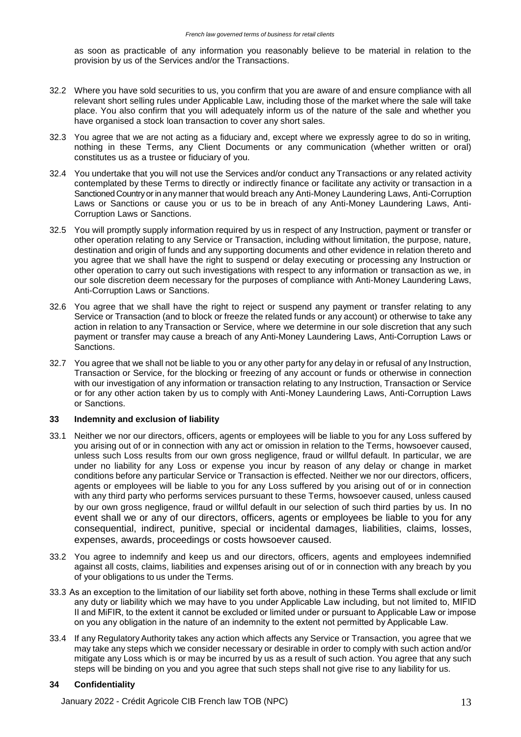as soon as practicable of any information you reasonably believe to be material in relation to the provision by us of the Services and/or the Transactions.

32.2 Where you have sold securities to us, you confirm that you are aware of and ensure compliance with all relevant short selling rules under Applicable Law, including those of the market where the sale will take place. You also confirm that you will adequately inform us of the nature of the sale and whether you have organised a stock loan transaction to cover any short sales.

32.3 You agree that we are not acting as a fiduciary and, except where we expressly agree to do so in writing, nothing in these Terms, any Client Documents or any communication (whether written or oral) constitutes us as a trustee or fiduciary of you.

32.4 You undertake that you will not use the Services and/or conduct any Transactions or any related activity contemplated by these Terms to directly or indirectly finance or facilitate any activity or transaction in a Sanctioned Country or in any manner that would breach any Anti-Money Laundering Laws, Anti-Corruption Laws or Sanctions or cause you or us to be in breach of any Anti-Money Laundering Laws, Anti-Corruption Laws or Sanctions.

32.5 You will promptly supply information required by us in respect of any Instruction, payment or transfer or other operation relating to any Service or Transaction, including without limitation, the purpose, nature, destination and origin of funds and any supporting documents and other evidence in relation thereto and you agree that we shall have the right to suspend or delay executing or processing any Instruction or other operation to carry out such investigations with respect to any information or transaction as we, in our sole discretion deem necessary for the purposes of compliance with Anti-Money Laundering Laws, Anti-Corruption Laws or Sanctions.

32.6 You agree that we shall have the right to reject or suspend any payment or transfer relating to any Service or Transaction (and to block or freeze the related funds or any account) or otherwise to take any action in relation to any Transaction or Service, where we determine in our sole discretion that any such payment or transfer may cause a breach of any Anti-Money Laundering Laws, Anti-Corruption Laws or Sanctions.

32.7 You agree that we shall not be liable to you or any other party for any delay in or refusal of any Instruction, Transaction or Service, for the blocking or freezing of any account or funds or otherwise in connection with our investigation of any information or transaction relating to any Instruction, Transaction or Service or for any other action taken by us to comply with Anti-Money Laundering Laws, Anti-Corruption Laws or Sanctions.

## 33 Indemnity and exclusion of liability

33.1 Neither we nor our directors, officers, agents or employees will be liable to you for any Loss suffered by you arising out of or in connection with any act or omission in relation to the Terms, howsoever caused, unless such Loss results from our own gross negligence, fraud or willful default. In particular, we are under no liability for any Loss or expense you incur by reason of any delay or change in market conditions before any particular Service or Transaction is effected. Neither we nor our directors, officers, agents or employees will be liable to you for any Loss suffered by you arising out of or in connection with any third party who performs services pursuant to these Terms, howsoever caused, unless caused by our own gross negligence, fraud or willful default in our selection of such third parties by us. In no event shall we or any of our directors, officers, agents or employees be liable to you for any consequential, indirect, punitive, special or incidental damages, liabilities, claims, losses, expenses, awards, proceedings or costs howsoever caused.

33.2 You agree to indemnify and keep us and our directors, officers, agents and employees indemnified against all costs, claims, liabilities and expenses arising out of or in connection with any breach by you of your obligations to us under the Terms.

33.3 As an exception to the limitation of our liability set forth above, nothing in these Terms shall exclude or limit any duty or liability which we may have to you under Applicable Law including, but not limited to, MIFID II and MiFIR, to the extent it cannot be excluded or limited under or pursuant to Applicable Law or impose on you any obligation in the nature of an indemnity to the extent not permitted by Applicable Law.

33.4 If any Regulatory Authority takes any action which affects any Service or Transaction, you agree that we may take any steps which we consider necessary or desirable in order to comply with such action and/or mitigate any Loss which is or may be incurred by us as a result of such action. You agree that any such steps will be binding on you and you agree that such steps shall not give rise to any liability for us.

## 34 Confidentiality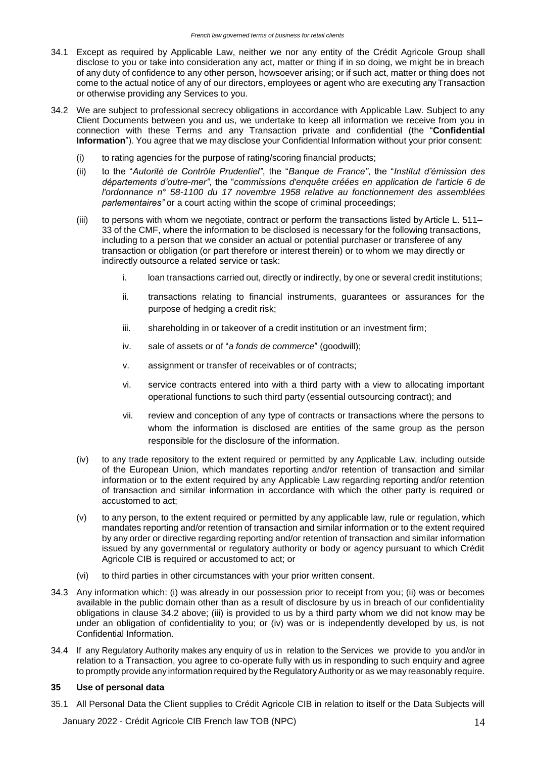34.1 Except as required by Applicable Law, neither we nor any entity of the Crédit Agricole Group shall disclose to you or take into consideration any act, matter or thing if in so doing, we might be in breach of any duty of confidence to any other person, howsoever arising; or if such act, matter or thing does not come to the actual notice of any of our directors, employees or agent who are executing any Transaction or otherwise providing any Services to you.

34.2 We are subject to professional secrecy obligations in accordance with Applicable Law. Subject to any Client Documents between you and us, we undertake to keep all information we receive from you in connection with these Terms and any Transaction private and confidential (the "**Confidential Information**"). You agree that we may disclose your Confidential Information without your prior consent:

(i) to rating agencies for the purpose of rating/scoring financial products;

(ii) to the "*Autorité de Contrôle Prudentiel"*, the "*Banque de France"*, the "*Institut d'émission des départements d'outre-mer"*, the "*commissions d'enquête créées en application de l'article 6 de l'ordonnance n° 58-1100 du 17 novembre 1958 relative au fonctionnement des assemblées parlementaires"* or a court acting within the scope of criminal proceedings;

(iii) to persons with whom we negotiate, contract or perform the transactions listed by Article L. 511–33 of the CMF, where the information to be disclosed is necessary for the following transactions, including to a person that we consider an actual or potential purchaser or transferee of any transaction or obligation (or part therefore or interest therein) or to whom we may directly or indirectly outsource a related service or task:

i. loan transactions carried out, directly or indirectly, by one or several credit institutions;

ii. transactions relating to financial instruments, guarantees or assurances for the purpose of hedging a credit risk;

iii. shareholding in or takeover of a credit institution or an investment firm;

iv. sale of assets or of "*a fonds de commerce*" (goodwill);

v. assignment or transfer of receivables or of contracts;

vi. service contracts entered into with a third party with a view to allocating important operational functions to such third party (essential outsourcing contract); and

vii. review and conception of any type of contracts or transactions where the persons to whom the information is disclosed are entities of the same group as the person responsible for the disclosure of the information.

(iv) to any trade repository to the extent required or permitted by any Applicable Law, including outside of the European Union, which mandates reporting and/or retention of transaction and similar information or to the extent required by any Applicable Law regarding reporting and/or retention of transaction and similar information in accordance with which the other party is required or accustomed to act;

(v) to any person, to the extent required or permitted by any applicable law, rule or regulation, which mandates reporting and/or retention of transaction and similar information or to the extent required by any order or directive regarding reporting and/or retention of transaction and similar information issued by any governmental or regulatory authority or body or agency pursuant to which Crédit Agricole CIB is required or accustomed to act; or

(vi) to third parties in other circumstances with your prior written consent.

34.3 Any information which: (i) was already in our possession prior to receipt from you; (ii) was or becomes available in the public domain other than as a result of disclosure by us in breach of our confidentiality obligations in clause 34.2 above; (iii) is provided to us by a third party whom we did not know may be under an obligation of confidentiality to you; or (iv) was or is independently developed by us, is not Confidential Information.

34.4 If any Regulatory Authority makes any enquiry of us in relation to the Services we provide to you and/or in relation to a Transaction, you agree to co-operate fully with us in responding to such enquiry and agree to promptly provide any information required by the Regulatory Authority or as we may reasonably require.

## 35 Use of personal data

35.1 All Personal Data the Client supplies to Crédit Agricole CIB in relation to itself or the Data Subjects will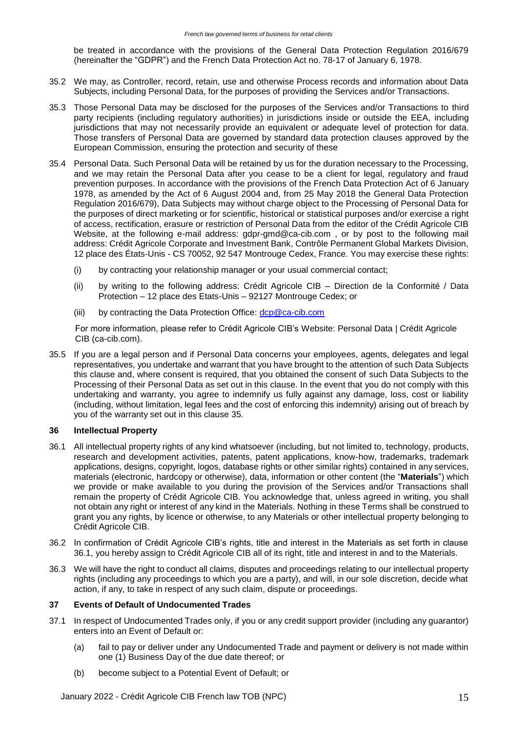be treated in accordance with the provisions of the General Data Protection Regulation 2016/679 (hereinafter the "GDPR") and the French Data Protection Act no. 78-17 of January 6, 1978.

35.2 We may, as Controller, record, retain, use and otherwise Process records and information about Data Subjects, including Personal Data, for the purposes of providing the Services and/or Transactions.

35.3 Those Personal Data may be disclosed for the purposes of the Services and/or Transactions to third party recipients (including regulatory authorities) in jurisdictions inside or outside the EEA, including jurisdictions that may not necessarily provide an equivalent or adequate level of protection for data. Those transfers of Personal Data are governed by standard data protection clauses approved by the European Commission, ensuring the protection and security of these

35.4 Personal Data. Such Personal Data will be retained by us for the duration necessary to the Processing, and we may retain the Personal Data after you cease to be a client for legal, regulatory and fraud prevention purposes. In accordance with the provisions of the French Data Protection Act of 6 January 1978, as amended by the Act of 6 August 2004 and, from 25 May 2018 the General Data Protection Regulation 2016/679), Data Subjects may without charge object to the Processing of Personal Data for the purposes of direct marketing or for scientific, historical or statistical purposes and/or exercise a right of access, rectification, erasure or restriction of Personal Data from the editor of the Crédit Agricole CIB Website, at the following e-mail address: gdpr-gmd@ca-cib.com , or by post to the following mail address: Crédit Agricole Corporate and Investment Bank, Contrôle Permanent Global Markets Division, 12 place des États-Unis - CS 70052, 92 547 Montrouge Cedex, France. You may exercise these rights:

    (i) by contracting your relationship manager or your usual commercial contact;

    (ii) by writing to the following address: Crédit Agricole CIB – Direction de la Conformité / Data Protection – 12 place des Etats-Unis – 92127 Montrouge Cedex; or

    (iii) by contracting the Data Protection Office: dcp@ca-cib.com

    For more information, please refer to Crédit Agricole CIB's Website: Personal Data | Crédit Agricole CIB (ca-cib.com).

35.5 If you are a legal person and if Personal Data concerns your employees, agents, delegates and legal representatives, you undertake and warrant that you have brought to the attention of such Data Subjects this clause and, where consent is required, that you obtained the consent of such Data Subjects to the Processing of their Personal Data as set out in this clause. In the event that you do not comply with this undertaking and warranty, you agree to indemnify us fully against any damage, loss, cost or liability (including, without limitation, legal fees and the cost of enforcing this indemnity) arising out of breach by you of the warranty set out in this clause 35.

## 36 Intellectual Property

36.1 All intellectual property rights of any kind whatsoever (including, but not limited to, technology, products, research and development activities, patents, patent applications, know-how, trademarks, trademark applications, designs, copyright, logos, database rights or other similar rights) contained in any services, materials (electronic, hardcopy or otherwise), data, information or other content (the "**Materials**") which we provide or make available to you during the provision of the Services and/or Transactions shall remain the property of Crédit Agricole CIB. You acknowledge that, unless agreed in writing, you shall not obtain any right or interest of any kind in the Materials. Nothing in these Terms shall be construed to grant you any rights, by licence or otherwise, to any Materials or other intellectual property belonging to Crédit Agricole CIB.

36.2 In confirmation of Crédit Agricole CIB's rights, title and interest in the Materials as set forth in clause 36.1, you hereby assign to Crédit Agricole CIB all of its right, title and interest in and to the Materials.

36.3 We will have the right to conduct all claims, disputes and proceedings relating to our intellectual property rights (including any proceedings to which you are a party), and will, in our sole discretion, decide what action, if any, to take in respect of any such claim, dispute or proceedings.

## 37 Events of Default of Undocumented Trades

37.1 In respect of Undocumented Trades only, if you or any credit support provider (including any guarantor) enters into an Event of Default or:

    (a) fail to pay or deliver under any Undocumented Trade and payment or delivery is not made within one (1) Business Day of the due date thereof; or

    (b) become subject to a Potential Event of Default; or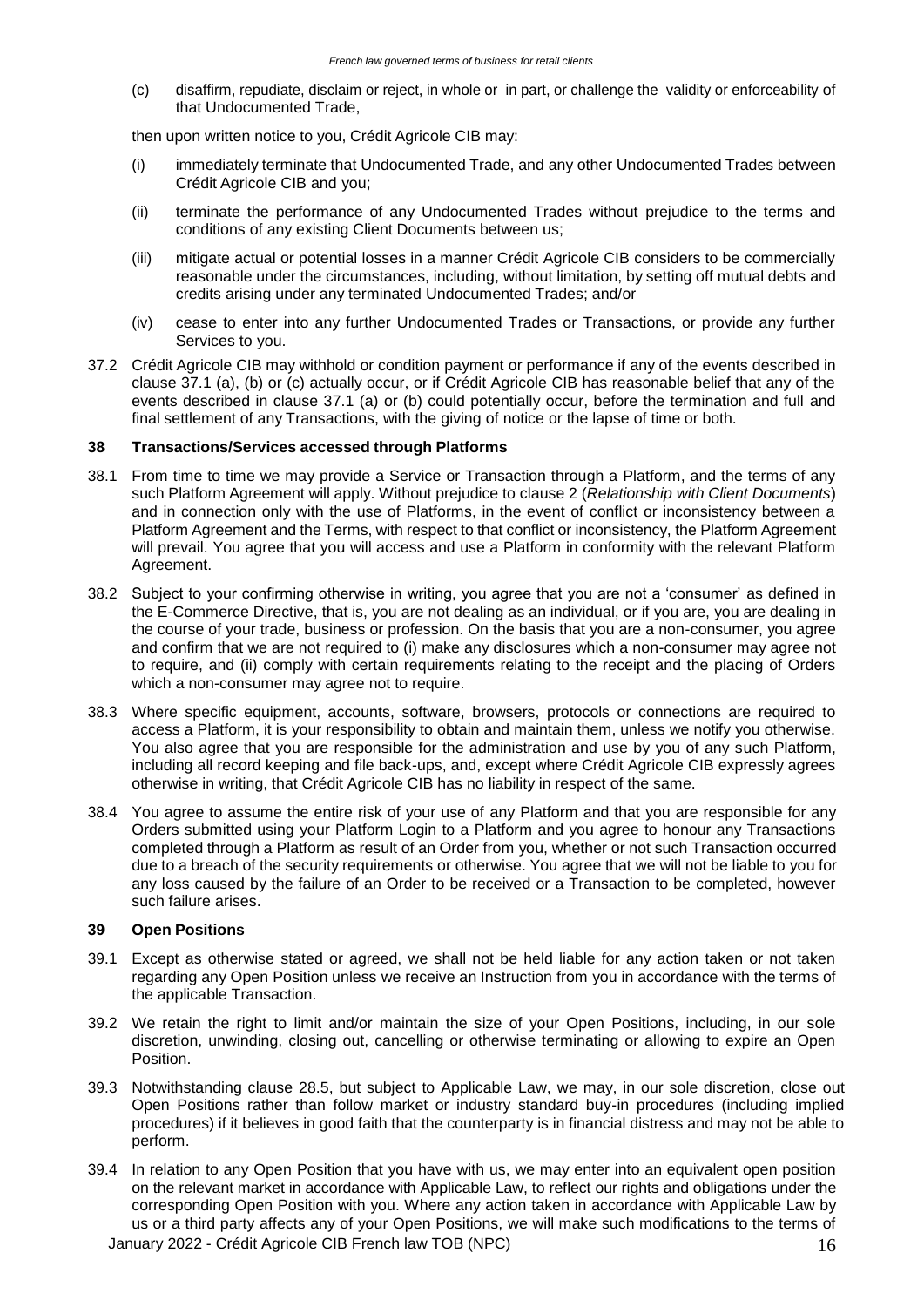(c) disaffirm, repudiate, disclaim or reject, in whole or in part, or challenge the validity or enforceability of that Undocumented Trade,

then upon written notice to you, Crédit Agricole CIB may:

(i) immediately terminate that Undocumented Trade, and any other Undocumented Trades between Crédit Agricole CIB and you;

(ii) terminate the performance of any Undocumented Trades without prejudice to the terms and conditions of any existing Client Documents between us;

(iii) mitigate actual or potential losses in a manner Crédit Agricole CIB considers to be commercially reasonable under the circumstances, including, without limitation, by setting off mutual debts and credits arising under any terminated Undocumented Trades; and/or

(iv) cease to enter into any further Undocumented Trades or Transactions, or provide any further Services to you.

37.2 Crédit Agricole CIB may withhold or condition payment or performance if any of the events described in clause 37.1 (a), (b) or (c) actually occur, or if Crédit Agricole CIB has reasonable belief that any of the events described in clause 37.1 (a) or (b) could potentially occur, before the termination and full and final settlement of any Transactions, with the giving of notice or the lapse of time or both.

## 38 Transactions/Services accessed through Platforms

38.1 From time to time we may provide a Service or Transaction through a Platform, and the terms of any such Platform Agreement will apply. Without prejudice to clause 2 (*Relationship with Client Documents*) and in connection only with the use of Platforms, in the event of conflict or inconsistency between a Platform Agreement and the Terms, with respect to that conflict or inconsistency, the Platform Agreement will prevail. You agree that you will access and use a Platform in conformity with the relevant Platform Agreement.

38.2 Subject to your confirming otherwise in writing, you agree that you are not a 'consumer' as defined in the E-Commerce Directive, that is, you are not dealing as an individual, or if you are, you are dealing in the course of your trade, business or profession. On the basis that you are a non-consumer, you agree and confirm that we are not required to (i) make any disclosures which a non-consumer may agree not to require, and (ii) comply with certain requirements relating to the receipt and the placing of Orders which a non-consumer may agree not to require.

38.3 Where specific equipment, accounts, software, browsers, protocols or connections are required to access a Platform, it is your responsibility to obtain and maintain them, unless we notify you otherwise. You also agree that you are responsible for the administration and use by you of any such Platform, including all record keeping and file back-ups, and, except where Crédit Agricole CIB expressly agrees otherwise in writing, that Crédit Agricole CIB has no liability in respect of the same.

38.4 You agree to assume the entire risk of your use of any Platform and that you are responsible for any Orders submitted using your Platform Login to a Platform and you agree to honour any Transactions completed through a Platform as result of an Order from you, whether or not such Transaction occurred due to a breach of the security requirements or otherwise. You agree that we will not be liable to you for any loss caused by the failure of an Order to be received or a Transaction to be completed, however such failure arises.

## 39 Open Positions

39.1 Except as otherwise stated or agreed, we shall not be held liable for any action taken or not taken regarding any Open Position unless we receive an Instruction from you in accordance with the terms of the applicable Transaction.

39.2 We retain the right to limit and/or maintain the size of your Open Positions, including, in our sole discretion, unwinding, closing out, cancelling or otherwise terminating or allowing to expire an Open Position.

39.3 Notwithstanding clause 28.5, but subject to Applicable Law, we may, in our sole discretion, close out Open Positions rather than follow market or industry standard buy-in procedures (including implied procedures) if it believes in good faith that the counterparty is in financial distress and may not be able to perform.

39.4 In relation to any Open Position that you have with us, we may enter into an equivalent open position on the relevant market in accordance with Applicable Law, to reflect our rights and obligations under the corresponding Open Position with you. Where any action taken in accordance with Applicable Law by us or a third party affects any of your Open Positions, we will make such modifications to the terms of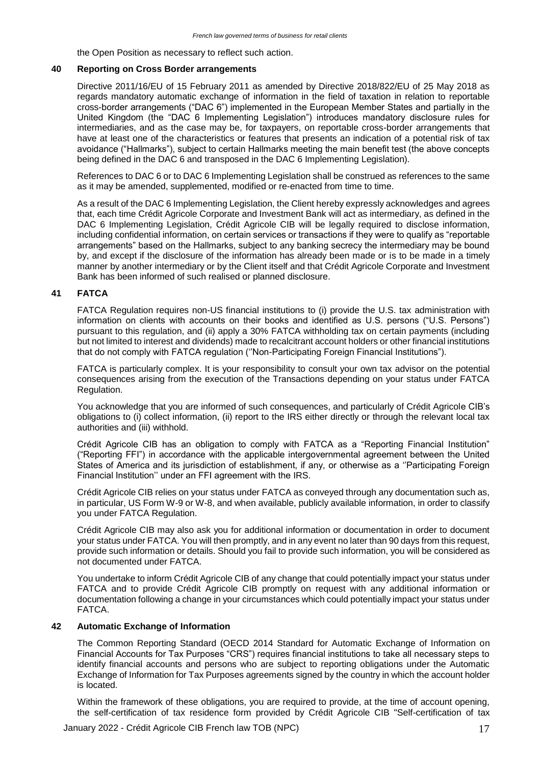the Open Position as necessary to reflect such action.

## 40 Reporting on Cross Border arrangements

Directive 2011/16/EU of 15 February 2011 as amended by Directive 2018/822/EU of 25 May 2018 as regards mandatory automatic exchange of information in the field of taxation in relation to reportable cross-border arrangements ("DAC 6") implemented in the European Member States and partially in the United Kingdom (the "DAC 6 Implementing Legislation") introduces mandatory disclosure rules for intermediaries, and as the case may be, for taxpayers, on reportable cross-border arrangements that have at least one of the characteristics or features that presents an indication of a potential risk of tax avoidance ("Hallmarks"), subject to certain Hallmarks meeting the main benefit test (the above concepts being defined in the DAC 6 and transposed in the DAC 6 Implementing Legislation).

References to DAC 6 or to DAC 6 Implementing Legislation shall be construed as references to the same as it may be amended, supplemented, modified or re-enacted from time to time.

As a result of the DAC 6 Implementing Legislation, the Client hereby expressly acknowledges and agrees that, each time Crédit Agricole Corporate and Investment Bank will act as intermediary, as defined in the DAC 6 Implementing Legislation, Crédit Agricole CIB will be legally required to disclose information, including confidential information, on certain services or transactions if they were to qualify as "reportable arrangements" based on the Hallmarks, subject to any banking secrecy the intermediary may be bound by, and except if the disclosure of the information has already been made or is to be made in a timely manner by another intermediary or by the Client itself and that Crédit Agricole Corporate and Investment Bank has been informed of such realised or planned disclosure.

## 41 FATCA

FATCA Regulation requires non-US financial institutions to (i) provide the U.S. tax administration with information on clients with accounts on their books and identified as U.S. persons ("U.S. Persons") pursuant to this regulation, and (ii) apply a 30% FATCA withholding tax on certain payments (including but not limited to interest and dividends) made to recalcitrant account holders or other financial institutions that do not comply with FATCA regulation (''Non-Participating Foreign Financial Institutions").

FATCA is particularly complex. It is your responsibility to consult your own tax advisor on the potential consequences arising from the execution of the Transactions depending on your status under FATCA Regulation.

You acknowledge that you are informed of such consequences, and particularly of Crédit Agricole CIB's obligations to (i) collect information, (ii) report to the IRS either directly or through the relevant local tax authorities and (iii) withhold.

Crédit Agricole CIB has an obligation to comply with FATCA as a "Reporting Financial Institution" ("Reporting FFI") in accordance with the applicable intergovernmental agreement between the United States of America and its jurisdiction of establishment, if any, or otherwise as a ''Participating Foreign Financial Institution'' under an FFI agreement with the IRS.

Crédit Agricole CIB relies on your status under FATCA as conveyed through any documentation such as, in particular, US Form W-9 or W-8, and when available, publicly available information, in order to classify you under FATCA Regulation.

Crédit Agricole CIB may also ask you for additional information or documentation in order to document your status under FATCA. You will then promptly, and in any event no later than 90 days from this request, provide such information or details. Should you fail to provide such information, you will be considered as not documented under FATCA.

You undertake to inform Crédit Agricole CIB of any change that could potentially impact your status under FATCA and to provide Crédit Agricole CIB promptly on request with any additional information or documentation following a change in your circumstances which could potentially impact your status under FATCA.

## 42 Automatic Exchange of Information

The Common Reporting Standard (OECD 2014 Standard for Automatic Exchange of Information on Financial Accounts for Tax Purposes "CRS") requires financial institutions to take all necessary steps to identify financial accounts and persons who are subject to reporting obligations under the Automatic Exchange of Information for Tax Purposes agreements signed by the country in which the account holder is located.

Within the framework of these obligations, you are required to provide, at the time of account opening, the self-certification of tax residence form provided by Crédit Agricole CIB "Self-certification of tax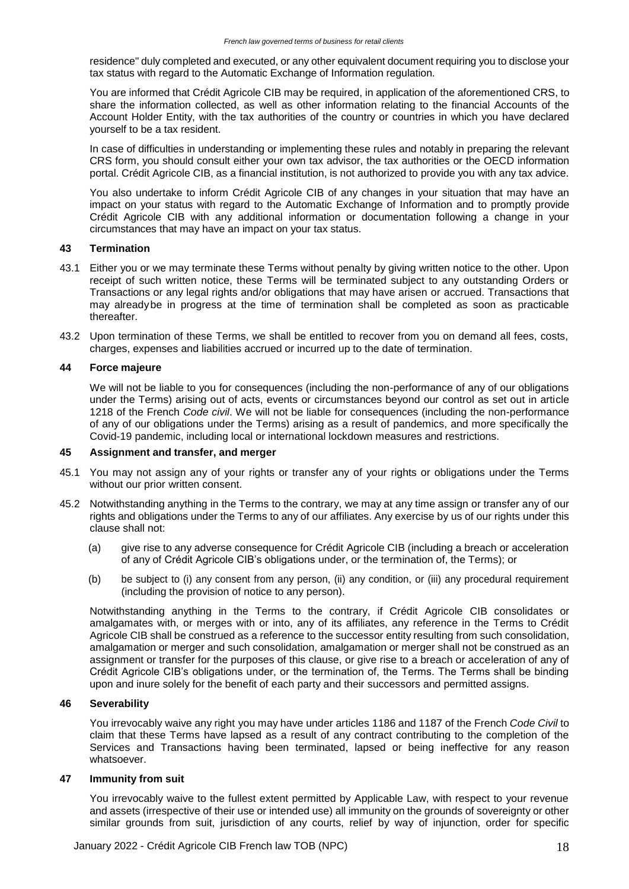residence" duly completed and executed, or any other equivalent document requiring you to disclose your tax status with regard to the Automatic Exchange of Information regulation.

You are informed that Crédit Agricole CIB may be required, in application of the aforementioned CRS, to share the information collected, as well as other information relating to the financial Accounts of the Account Holder Entity, with the tax authorities of the country or countries in which you have declared yourself to be a tax resident.

In case of difficulties in understanding or implementing these rules and notably in preparing the relevant CRS form, you should consult either your own tax advisor, the tax authorities or the OECD information portal. Crédit Agricole CIB, as a financial institution, is not authorized to provide you with any tax advice.

You also undertake to inform Crédit Agricole CIB of any changes in your situation that may have an impact on your status with regard to the Automatic Exchange of Information and to promptly provide Crédit Agricole CIB with any additional information or documentation following a change in your circumstances that may have an impact on your tax status.

## 43 Termination

43.1 Either you or we may terminate these Terms without penalty by giving written notice to the other. Upon receipt of such written notice, these Terms will be terminated subject to any outstanding Orders or Transactions or any legal rights and/or obligations that may have arisen or accrued. Transactions that may alreadybe in progress at the time of termination shall be completed as soon as practicable thereafter.

43.2 Upon termination of these Terms, we shall be entitled to recover from you on demand all fees, costs, charges, expenses and liabilities accrued or incurred up to the date of termination.

## 44 Force majeure

We will not be liable to you for consequences (including the non-performance of any of our obligations under the Terms) arising out of acts, events or circumstances beyond our control as set out in article 1218 of the French *Code civil*. We will not be liable for consequences (including the non-performance of any of our obligations under the Terms) arising as a result of pandemics, and more specifically the Covid-19 pandemic, including local or international lockdown measures and restrictions.

## 45 Assignment and transfer, and merger

45.1 You may not assign any of your rights or transfer any of your rights or obligations under the Terms without our prior written consent.

45.2 Notwithstanding anything in the Terms to the contrary, we may at any time assign or transfer any of our rights and obligations under the Terms to any of our affiliates. Any exercise by us of our rights under this clause shall not:

(a) give rise to any adverse consequence for Crédit Agricole CIB (including a breach or acceleration of any of Crédit Agricole CIB's obligations under, or the termination of, the Terms); or

(b) be subject to (i) any consent from any person, (ii) any condition, or (iii) any procedural requirement (including the provision of notice to any person).

Notwithstanding anything in the Terms to the contrary, if Crédit Agricole CIB consolidates or amalgamates with, or merges with or into, any of its affiliates, any reference in the Terms to Crédit Agricole CIB shall be construed as a reference to the successor entity resulting from such consolidation, amalgamation or merger and such consolidation, amalgamation or merger shall not be construed as an assignment or transfer for the purposes of this clause, or give rise to a breach or acceleration of any of Crédit Agricole CIB's obligations under, or the termination of, the Terms. The Terms shall be binding upon and inure solely for the benefit of each party and their successors and permitted assigns.

## 46 Severability

You irrevocably waive any right you may have under articles 1186 and 1187 of the French *Code Civil* to claim that these Terms have lapsed as a result of any contract contributing to the completion of the Services and Transactions having been terminated, lapsed or being ineffective for any reason whatsoever.

## 47 Immunity from suit

You irrevocably waive to the fullest extent permitted by Applicable Law, with respect to your revenue and assets (irrespective of their use or intended use) all immunity on the grounds of sovereignty or other similar grounds from suit, jurisdiction of any courts, relief by way of injunction, order for specific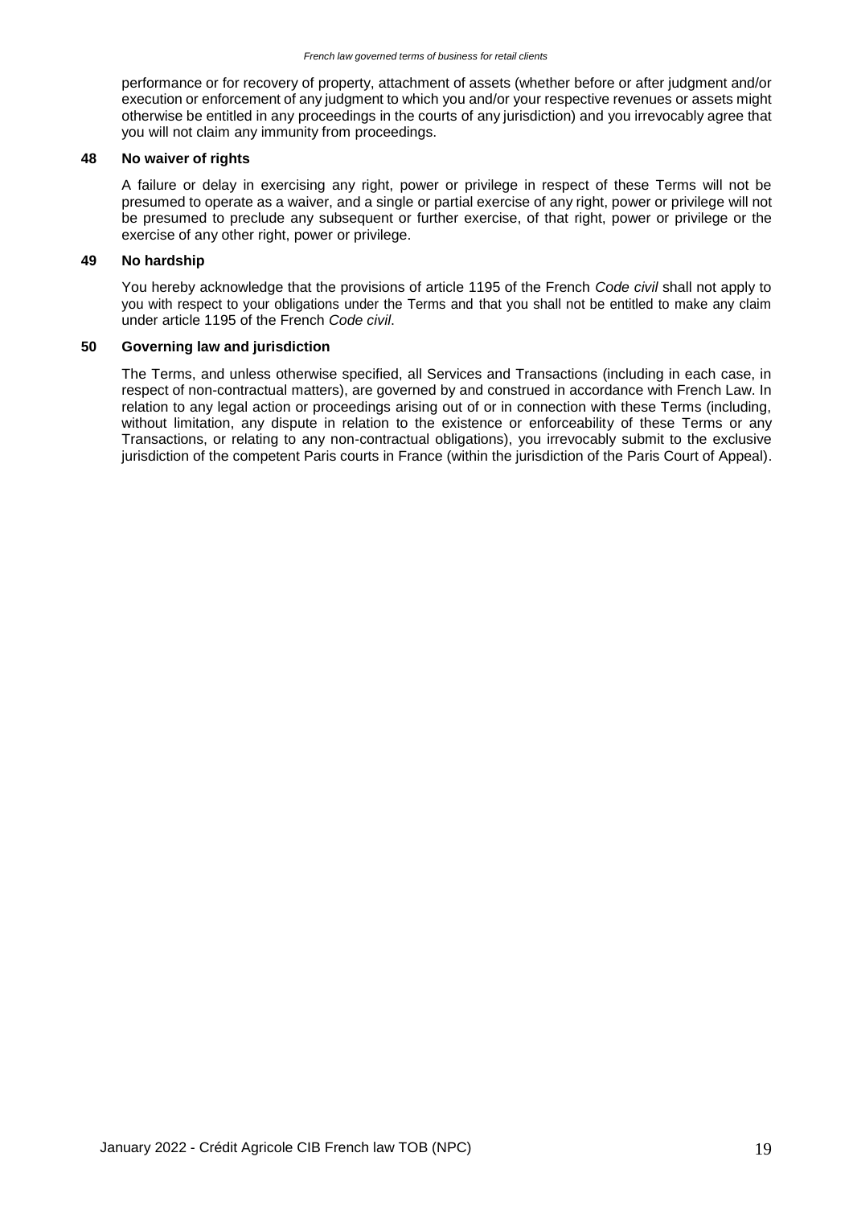performance or for recovery of property, attachment of assets (whether before or after judgment and/or execution or enforcement of any judgment to which you and/or your respective revenues or assets might otherwise be entitled in any proceedings in the courts of any jurisdiction) and you irrevocably agree that you will not claim any immunity from proceedings.

## 48 No waiver of rights

A failure or delay in exercising any right, power or privilege in respect of these Terms will not be presumed to operate as a waiver, and a single or partial exercise of any right, power or privilege will not be presumed to preclude any subsequent or further exercise, of that right, power or privilege or the exercise of any other right, power or privilege.

## 49 No hardship

You hereby acknowledge that the provisions of article 1195 of the French *Code civil* shall not apply to you with respect to your obligations under the Terms and that you shall not be entitled to make any claim under article 1195 of the French *Code civil*.

## 50 Governing law and jurisdiction

The Terms, and unless otherwise specified, all Services and Transactions (including in each case, in respect of non-contractual matters), are governed by and construed in accordance with French Law. In relation to any legal action or proceedings arising out of or in connection with these Terms (including, without limitation, any dispute in relation to the existence or enforceability of these Terms or any Transactions, or relating to any non-contractual obligations), you irrevocably submit to the exclusive jurisdiction of the competent Paris courts in France (within the jurisdiction of the Paris Court of Appeal).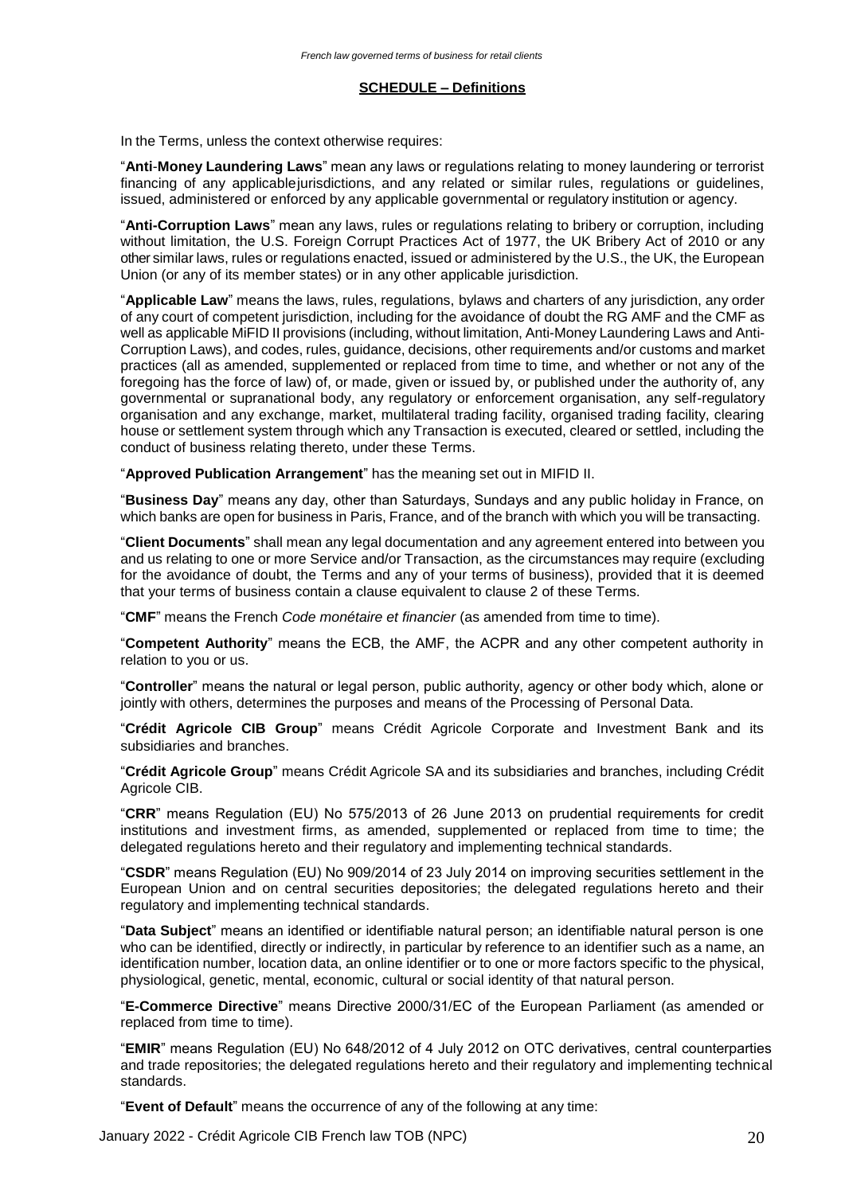## SCHEDULE – Definitions

In the Terms, unless the context otherwise requires:

"**Anti-Money Laundering Laws**" mean any laws or regulations relating to money laundering or terrorist financing of any applicablejurisdictions, and any related or similar rules, regulations or guidelines, issued, administered or enforced by any applicable governmental or regulatory institution or agency.

"**Anti-Corruption Laws**" mean any laws, rules or regulations relating to bribery or corruption, including without limitation, the U.S. Foreign Corrupt Practices Act of 1977, the UK Bribery Act of 2010 or any other similar laws, rules or regulations enacted, issued or administered by the U.S., the UK, the European Union (or any of its member states) or in any other applicable jurisdiction.

"**Applicable Law**" means the laws, rules, regulations, bylaws and charters of any jurisdiction, any order of any court of competent jurisdiction, including for the avoidance of doubt the RG AMF and the CMF as well as applicable MiFID II provisions (including, without limitation, Anti-Money Laundering Laws and Anti-Corruption Laws), and codes, rules, guidance, decisions, other requirements and/or customs and market practices (all as amended, supplemented or replaced from time to time, and whether or not any of the foregoing has the force of law) of, or made, given or issued by, or published under the authority of, any governmental or supranational body, any regulatory or enforcement organisation, any self-regulatory organisation and any exchange, market, multilateral trading facility, organised trading facility, clearing house or settlement system through which any Transaction is executed, cleared or settled, including the conduct of business relating thereto, under these Terms.

"**Approved Publication Arrangement**" has the meaning set out in MIFID II.

"**Business Day**" means any day, other than Saturdays, Sundays and any public holiday in France, on which banks are open for business in Paris, France, and of the branch with which you will be transacting.

"**Client Documents**" shall mean any legal documentation and any agreement entered into between you and us relating to one or more Service and/or Transaction, as the circumstances may require (excluding for the avoidance of doubt, the Terms and any of your terms of business), provided that it is deemed that your terms of business contain a clause equivalent to clause 2 of these Terms.

"**CMF**" means the French *Code monétaire et financier* (as amended from time to time).

"**Competent Authority**" means the ECB, the AMF, the ACPR and any other competent authority in relation to you or us.

"**Controller**" means the natural or legal person, public authority, agency or other body which, alone or jointly with others, determines the purposes and means of the Processing of Personal Data.

"**Crédit Agricole CIB Group**" means Crédit Agricole Corporate and Investment Bank and its subsidiaries and branches.

"**Crédit Agricole Group**" means Crédit Agricole SA and its subsidiaries and branches, including Crédit Agricole CIB.

"**CRR**" means Regulation (EU) No 575/2013 of 26 June 2013 on prudential requirements for credit institutions and investment firms, as amended, supplemented or replaced from time to time; the delegated regulations hereto and their regulatory and implementing technical standards.

"**CSDR**" means Regulation (EU) No 909/2014 of 23 July 2014 on improving securities settlement in the European Union and on central securities depositories; the delegated regulations hereto and their regulatory and implementing technical standards.

"**Data Subject**" means an identified or identifiable natural person; an identifiable natural person is one who can be identified, directly or indirectly, in particular by reference to an identifier such as a name, an identification number, location data, an online identifier or to one or more factors specific to the physical, physiological, genetic, mental, economic, cultural or social identity of that natural person.

"**E-Commerce Directive**" means Directive 2000/31/EC of the European Parliament (as amended or replaced from time to time).

"**EMIR**" means Regulation (EU) No 648/2012 of 4 July 2012 on OTC derivatives, central counterparties and trade repositories; the delegated regulations hereto and their regulatory and implementing technical standards.

"**Event of Default**" means the occurrence of any of the following at any time: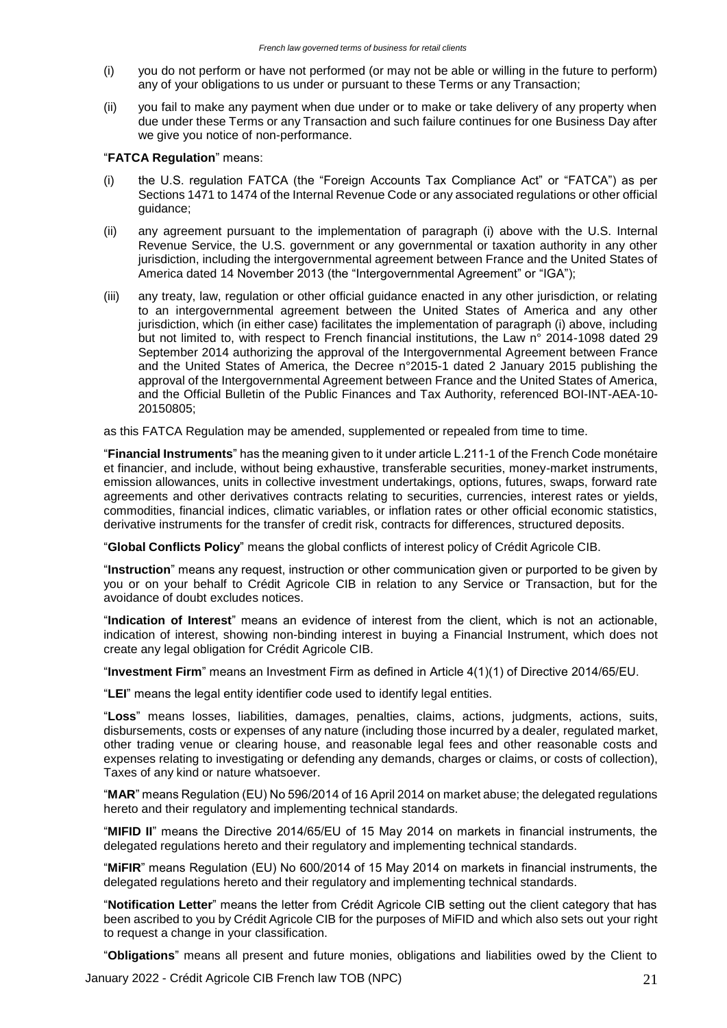(i) you do not perform or have not performed (or may not be able or willing in the future to perform) any of your obligations to us under or pursuant to these Terms or any Transaction;

(ii) you fail to make any payment when due under or to make or take delivery of any property when due under these Terms or any Transaction and such failure continues for one Business Day after we give you notice of non-performance.

"**FATCA Regulation**" means:

(i) the U.S. regulation FATCA (the "Foreign Accounts Tax Compliance Act" or "FATCA") as per Sections 1471 to 1474 of the Internal Revenue Code or any associated regulations or other official guidance;

(ii) any agreement pursuant to the implementation of paragraph (i) above with the U.S. Internal Revenue Service, the U.S. government or any governmental or taxation authority in any other jurisdiction, including the intergovernmental agreement between France and the United States of America dated 14 November 2013 (the "Intergovernmental Agreement" or "IGA");

(iii) any treaty, law, regulation or other official guidance enacted in any other jurisdiction, or relating to an intergovernmental agreement between the United States of America and any other jurisdiction, which (in either case) facilitates the implementation of paragraph (i) above, including but not limited to, with respect to French financial institutions, the Law n° 2014-1098 dated 29 September 2014 authorizing the approval of the Intergovernmental Agreement between France and the United States of America, the Decree n°2015-1 dated 2 January 2015 publishing the approval of the Intergovernmental Agreement between France and the United States of America, and the Official Bulletin of the Public Finances and Tax Authority, referenced BOI-INT-AEA-10-20150805;

as this FATCA Regulation may be amended, supplemented or repealed from time to time.

"**Financial Instruments**" has the meaning given to it under article L.211-1 of the French Code monétaire et financier, and include, without being exhaustive, transferable securities, money-market instruments, emission allowances, units in collective investment undertakings, options, futures, swaps, forward rate agreements and other derivatives contracts relating to securities, currencies, interest rates or yields, commodities, financial indices, climatic variables, or inflation rates or other official economic statistics, derivative instruments for the transfer of credit risk, contracts for differences, structured deposits.

"**Global Conflicts Policy**" means the global conflicts of interest policy of Crédit Agricole CIB.

"**Instruction**" means any request, instruction or other communication given or purported to be given by you or on your behalf to Crédit Agricole CIB in relation to any Service or Transaction, but for the avoidance of doubt excludes notices.

"**Indication of Interest**" means an evidence of interest from the client, which is not an actionable, indication of interest, showing non-binding interest in buying a Financial Instrument, which does not create any legal obligation for Crédit Agricole CIB.

"**Investment Firm**" means an Investment Firm as defined in Article 4(1)(1) of Directive 2014/65/EU.

"**LEI**" means the legal entity identifier code used to identify legal entities.

"**Loss**" means losses, liabilities, damages, penalties, claims, actions, judgments, actions, suits, disbursements, costs or expenses of any nature (including those incurred by a dealer, regulated market, other trading venue or clearing house, and reasonable legal fees and other reasonable costs and expenses relating to investigating or defending any demands, charges or claims, or costs of collection), Taxes of any kind or nature whatsoever.

"**MAR**" means Regulation (EU) No 596/2014 of 16 April 2014 on market abuse; the delegated regulations hereto and their regulatory and implementing technical standards.

"**MIFID II**" means the Directive 2014/65/EU of 15 May 2014 on markets in financial instruments, the delegated regulations hereto and their regulatory and implementing technical standards.

"**MiFIR**" means Regulation (EU) No 600/2014 of 15 May 2014 on markets in financial instruments, the delegated regulations hereto and their regulatory and implementing technical standards.

"**Notification Letter**" means the letter from Crédit Agricole CIB setting out the client category that has been ascribed to you by Crédit Agricole CIB for the purposes of MiFID and which also sets out your right to request a change in your classification.

"**Obligations**" means all present and future monies, obligations and liabilities owed by the Client to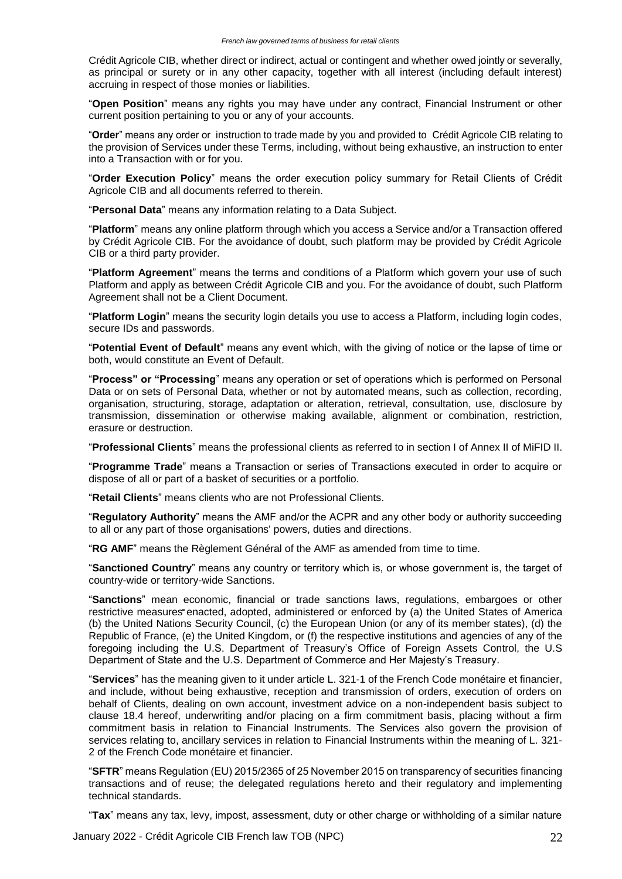Crédit Agricole CIB, whether direct or indirect, actual or contingent and whether owed jointly or severally, as principal or surety or in any other capacity, together with all interest (including default interest) accruing in respect of those monies or liabilities.

"**Open Position**" means any rights you may have under any contract, Financial Instrument or other current position pertaining to you or any of your accounts.

"**Order**" means any order or instruction to trade made by you and provided to Crédit Agricole CIB relating to the provision of Services under these Terms, including, without being exhaustive, an instruction to enter into a Transaction with or for you.

"**Order Execution Policy**" means the order execution policy summary for Retail Clients of Crédit Agricole CIB and all documents referred to therein.

"**Personal Data**" means any information relating to a Data Subject.

"**Platform**" means any online platform through which you access a Service and/or a Transaction offered by Crédit Agricole CIB. For the avoidance of doubt, such platform may be provided by Crédit Agricole CIB or a third party provider.

"**Platform Agreement**" means the terms and conditions of a Platform which govern your use of such Platform and apply as between Crédit Agricole CIB and you. For the avoidance of doubt, such Platform Agreement shall not be a Client Document.

"**Platform Login**" means the security login details you use to access a Platform, including login codes, secure IDs and passwords.

"**Potential Event of Default**" means any event which, with the giving of notice or the lapse of time or both, would constitute an Event of Default.

"**Process" or "Processing**" means any operation or set of operations which is performed on Personal Data or on sets of Personal Data, whether or not by automated means, such as collection, recording, organisation, structuring, storage, adaptation or alteration, retrieval, consultation, use, disclosure by transmission, dissemination or otherwise making available, alignment or combination, restriction, erasure or destruction.

"**Professional Clients**" means the professional clients as referred to in section I of Annex II of MiFID II.

"**Programme Trade**" means a Transaction or series of Transactions executed in order to acquire or dispose of all or part of a basket of securities or a portfolio.

"**Retail Clients**" means clients who are not Professional Clients.

"**Regulatory Authority**" means the AMF and/or the ACPR and any other body or authority succeeding to all or any part of those organisations' powers, duties and directions.

"**RG AMF**" means the Règlement Général of the AMF as amended from time to time.

"**Sanctioned Country**" means any country or territory which is, or whose government is, the target of country-wide or territory-wide Sanctions.

"**Sanctions**" mean economic, financial or trade sanctions laws, regulations, embargoes or other restrictive measures enacted, adopted, administered or enforced by (a) the United States of America (b) the United Nations Security Council, (c) the European Union (or any of its member states), (d) the Republic of France, (e) the United Kingdom, or (f) the respective institutions and agencies of any of the foregoing including the U.S. Department of Treasury's Office of Foreign Assets Control, the U.S Department of State and the U.S. Department of Commerce and Her Majesty's Treasury.

"**Services**" has the meaning given to it under article L. 321-1 of the French Code monétaire et financier, and include, without being exhaustive, reception and transmission of orders, execution of orders on behalf of Clients, dealing on own account, investment advice on a non-independent basis subject to clause 18.4 hereof, underwriting and/or placing on a firm commitment basis, placing without a firm commitment basis in relation to Financial Instruments. The Services also govern the provision of services relating to, ancillary services in relation to Financial Instruments within the meaning of L. 321-2 of the French Code monétaire et financier.

"**SFTR**" means Regulation (EU) 2015/2365 of 25 November 2015 on transparency of securities financing transactions and of reuse; the delegated regulations hereto and their regulatory and implementing technical standards.

"**Tax**" means any tax, levy, impost, assessment, duty or other charge or withholding of a similar nature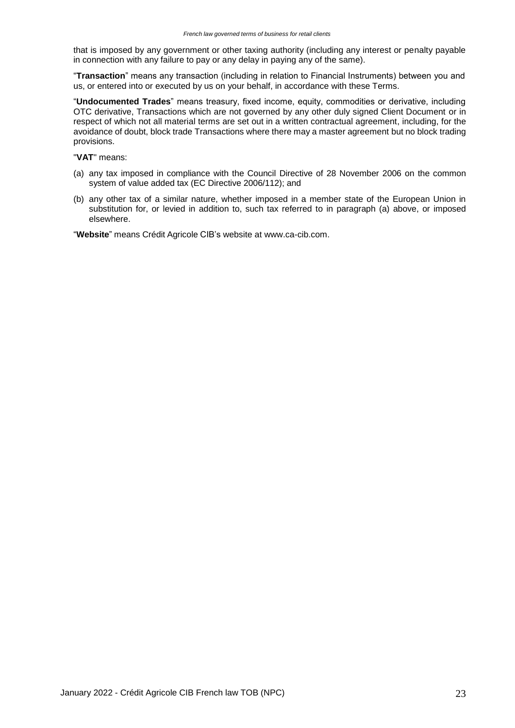that is imposed by any government or other taxing authority (including any interest or penalty payable in connection with any failure to pay or any delay in paying any of the same).

"**Transaction**" means any transaction (including in relation to Financial Instruments) between you and us, or entered into or executed by us on your behalf, in accordance with these Terms.

"**Undocumented Trades**" means treasury, fixed income, equity, commodities or derivative, including OTC derivative, Transactions which are not governed by any other duly signed Client Document or in respect of which not all material terms are set out in a written contractual agreement, including, for the avoidance of doubt, block trade Transactions where there may a master agreement but no block trading provisions.

"**VAT**" means:

(a) any tax imposed in compliance with the Council Directive of 28 November 2006 on the common system of value added tax (EC Directive 2006/112); and

(b) any other tax of a similar nature, whether imposed in a member state of the European Union in substitution for, or levied in addition to, such tax referred to in paragraph (a) above, or imposed elsewhere.

"**Website**" means Crédit Agricole CIB's website at www.ca-cib.com.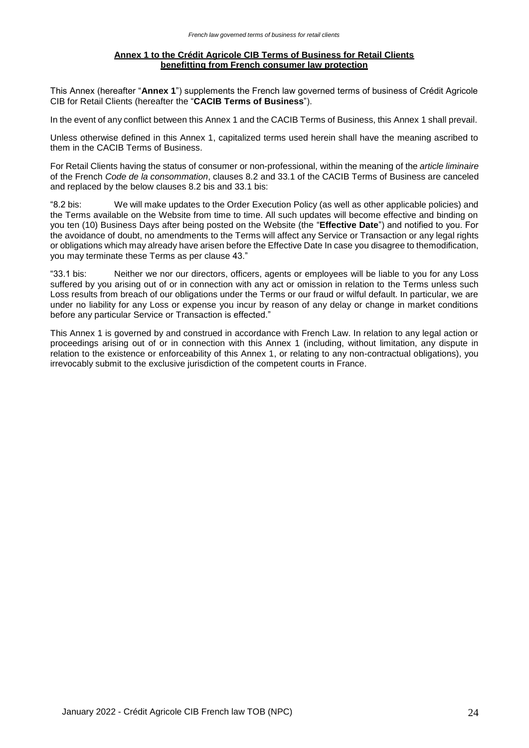## Annex 1 to the Crédit Agricole CIB Terms of Business for Retail Clients benefitting from French consumer law protection

This Annex (hereafter "**Annex 1**") supplements the French law governed terms of business of Crédit Agricole CIB for Retail Clients (hereafter the "**CACIB Terms of Business**").

In the event of any conflict between this Annex 1 and the CACIB Terms of Business, this Annex 1 shall prevail.

Unless otherwise defined in this Annex 1, capitalized terms used herein shall have the meaning ascribed to them in the CACIB Terms of Business.

For Retail Clients having the status of consumer or non-professional, within the meaning of the *article liminaire* of the French *Code de la consommation*, clauses 8.2 and 33.1 of the CACIB Terms of Business are canceled and replaced by the below clauses 8.2 bis and 33.1 bis:

"8.2 bis: We will make updates to the Order Execution Policy (as well as other applicable policies) and the Terms available on the Website from time to time. All such updates will become effective and binding on you ten (10) Business Days after being posted on the Website (the "**Effective Date**") and notified to you. For the avoidance of doubt, no amendments to the Terms will affect any Service or Transaction or any legal rights or obligations which may already have arisen before the Effective Date In case you disagree to themodification, you may terminate these Terms as per clause 43."

"33.1 bis: Neither we nor our directors, officers, agents or employees will be liable to you for any Loss suffered by you arising out of or in connection with any act or omission in relation to the Terms unless such Loss results from breach of our obligations under the Terms or our fraud or wilful default. In particular, we are under no liability for any Loss or expense you incur by reason of any delay or change in market conditions before any particular Service or Transaction is effected."

This Annex 1 is governed by and construed in accordance with French Law. In relation to any legal action or proceedings arising out of or in connection with this Annex 1 (including, without limitation, any dispute in relation to the existence or enforceability of this Annex 1, or relating to any non-contractual obligations), you irrevocably submit to the exclusive jurisdiction of the competent courts in France.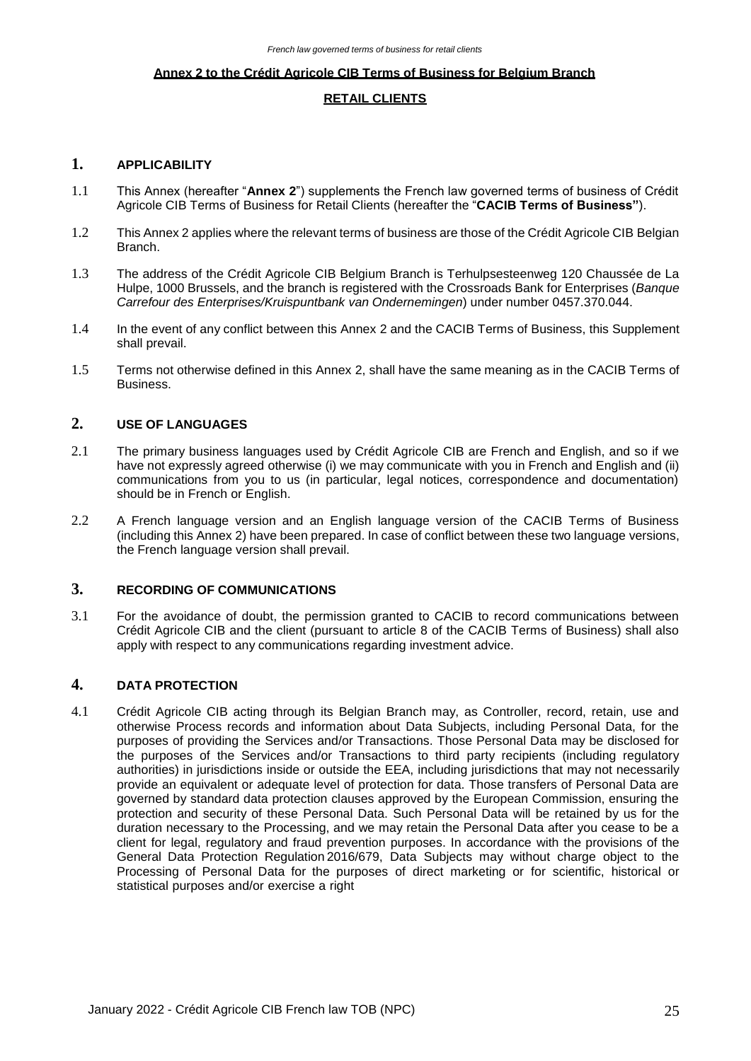**Annex 2 to the Crédit Agricole CIB Terms of Business for Belgium Branch**

**RETAIL CLIENTS**

## 1. APPLICABILITY

1.1 This Annex (hereafter "**Annex 2**") supplements the French law governed terms of business of Crédit Agricole CIB Terms of Business for Retail Clients (hereafter the "**CACIB Terms of Business"**).

1.2 This Annex 2 applies where the relevant terms of business are those of the Crédit Agricole CIB Belgian Branch.

1.3 The address of the Crédit Agricole CIB Belgium Branch is Terhulpsesteenweg 120 Chaussée de La Hulpe, 1000 Brussels, and the branch is registered with the Crossroads Bank for Enterprises (*Banque Carrefour des Enterprises/Kruispuntbank van Ondernemingen*) under number 0457.370.044.

1.4 In the event of any conflict between this Annex 2 and the CACIB Terms of Business, this Supplement shall prevail.

1.5 Terms not otherwise defined in this Annex 2, shall have the same meaning as in the CACIB Terms of Business.

## 2. USE OF LANGUAGES

2.1 The primary business languages used by Crédit Agricole CIB are French and English, and so if we have not expressly agreed otherwise (i) we may communicate with you in French and English and (ii) communications from you to us (in particular, legal notices, correspondence and documentation) should be in French or English.

2.2 A French language version and an English language version of the CACIB Terms of Business (including this Annex 2) have been prepared. In case of conflict between these two language versions, the French language version shall prevail.

## 3. RECORDING OF COMMUNICATIONS

3.1 For the avoidance of doubt, the permission granted to CACIB to record communications between Crédit Agricole CIB and the client (pursuant to article 8 of the CACIB Terms of Business) shall also apply with respect to any communications regarding investment advice.

## 4. DATA PROTECTION

4.1 Crédit Agricole CIB acting through its Belgian Branch may, as Controller, record, retain, use and otherwise Process records and information about Data Subjects, including Personal Data, for the purposes of providing the Services and/or Transactions. Those Personal Data may be disclosed for the purposes of the Services and/or Transactions to third party recipients (including regulatory authorities) in jurisdictions inside or outside the EEA, including jurisdictions that may not necessarily provide an equivalent or adequate level of protection for data. Those transfers of Personal Data are governed by standard data protection clauses approved by the European Commission, ensuring the protection and security of these Personal Data. Such Personal Data will be retained by us for the duration necessary to the Processing, and we may retain the Personal Data after you cease to be a client for legal, regulatory and fraud prevention purposes. In accordance with the provisions of the General Data Protection Regulation 2016/679, Data Subjects may without charge object to the Processing of Personal Data for the purposes of direct marketing or for scientific, historical or statistical purposes and/or exercise a right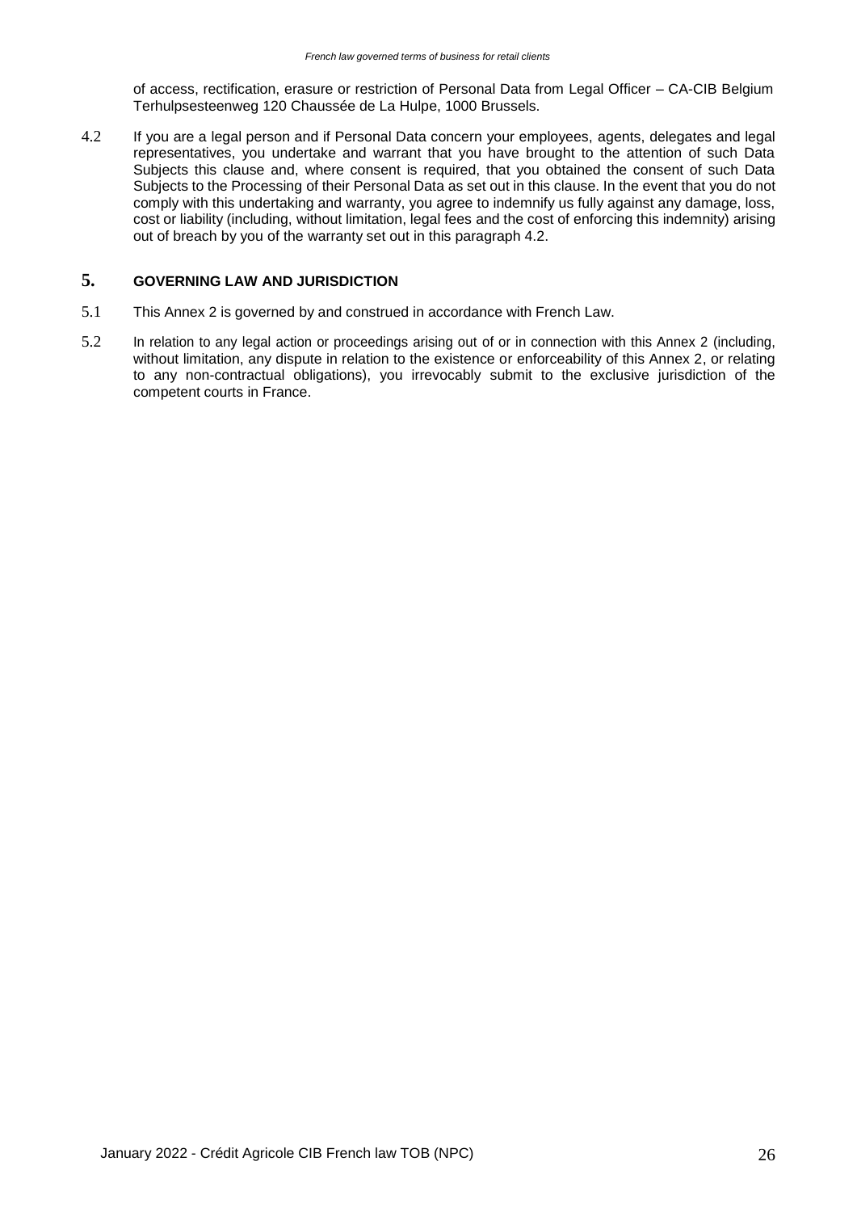of access, rectification, erasure or restriction of Personal Data from Legal Officer – CA-CIB Belgium Terhulpsesteenweg 120 Chaussée de La Hulpe, 1000 Brussels.

4.2 If you are a legal person and if Personal Data concern your employees, agents, delegates and legal representatives, you undertake and warrant that you have brought to the attention of such Data Subjects this clause and, where consent is required, that you obtained the consent of such Data Subjects to the Processing of their Personal Data as set out in this clause. In the event that you do not comply with this undertaking and warranty, you agree to indemnify us fully against any damage, loss, cost or liability (including, without limitation, legal fees and the cost of enforcing this indemnity) arising out of breach by you of the warranty set out in this paragraph 4.2.

## 5. GOVERNING LAW AND JURISDICTION

5.1 This Annex 2 is governed by and construed in accordance with French Law.

5.2 In relation to any legal action or proceedings arising out of or in connection with this Annex 2 (including, without limitation, any dispute in relation to the existence or enforceability of this Annex 2, or relating to any non-contractual obligations), you irrevocably submit to the exclusive jurisdiction of the competent courts in France.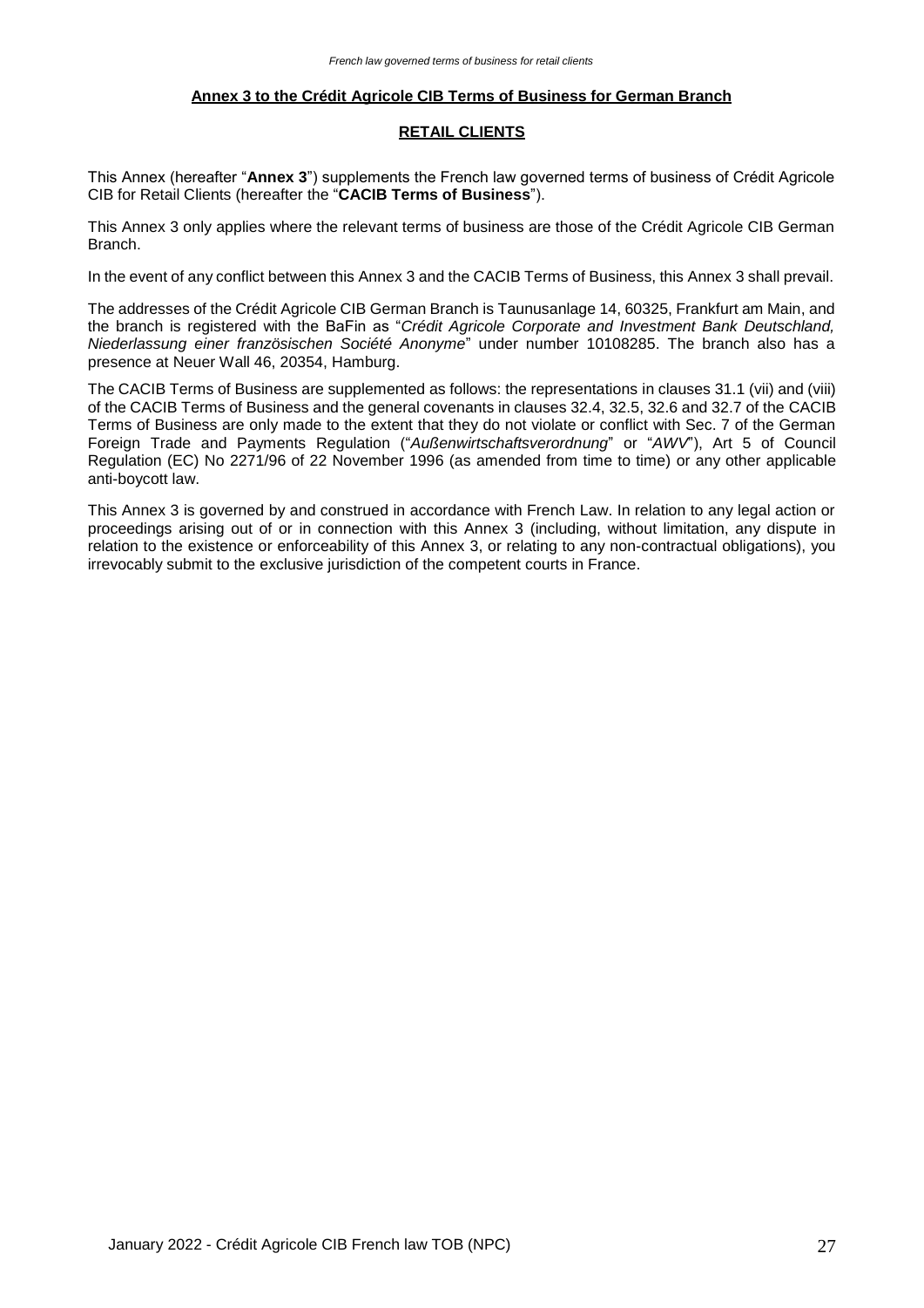**Annex 3 to the Crédit Agricole CIB Terms of Business for German Branch**

**RETAIL CLIENTS**

This Annex (hereafter "**Annex 3**") supplements the French law governed terms of business of Crédit Agricole CIB for Retail Clients (hereafter the "**CACIB Terms of Business**").

This Annex 3 only applies where the relevant terms of business are those of the Crédit Agricole CIB German Branch.

In the event of any conflict between this Annex 3 and the CACIB Terms of Business, this Annex 3 shall prevail.

The addresses of the Crédit Agricole CIB German Branch is Taunusanlage 14, 60325, Frankfurt am Main, and the branch is registered with the BaFin as "*Crédit Agricole Corporate and Investment Bank Deutschland, Niederlassung einer französischen Société Anonyme*" under number 10108285. The branch also has a presence at Neuer Wall 46, 20354, Hamburg.

The CACIB Terms of Business are supplemented as follows: the representations in clauses 31.1 (vii) and (viii) of the CACIB Terms of Business and the general covenants in clauses 32.4, 32.5, 32.6 and 32.7 of the CACIB Terms of Business are only made to the extent that they do not violate or conflict with Sec. 7 of the German Foreign Trade and Payments Regulation ("*Außenwirtschaftsverordnung*" or "*AWV*"), Art 5 of Council Regulation (EC) No 2271/96 of 22 November 1996 (as amended from time to time) or any other applicable anti-boycott law.

This Annex 3 is governed by and construed in accordance with French Law. In relation to any legal action or proceedings arising out of or in connection with this Annex 3 (including, without limitation, any dispute in relation to the existence or enforceability of this Annex 3, or relating to any non-contractual obligations), you irrevocably submit to the exclusive jurisdiction of the competent courts in France.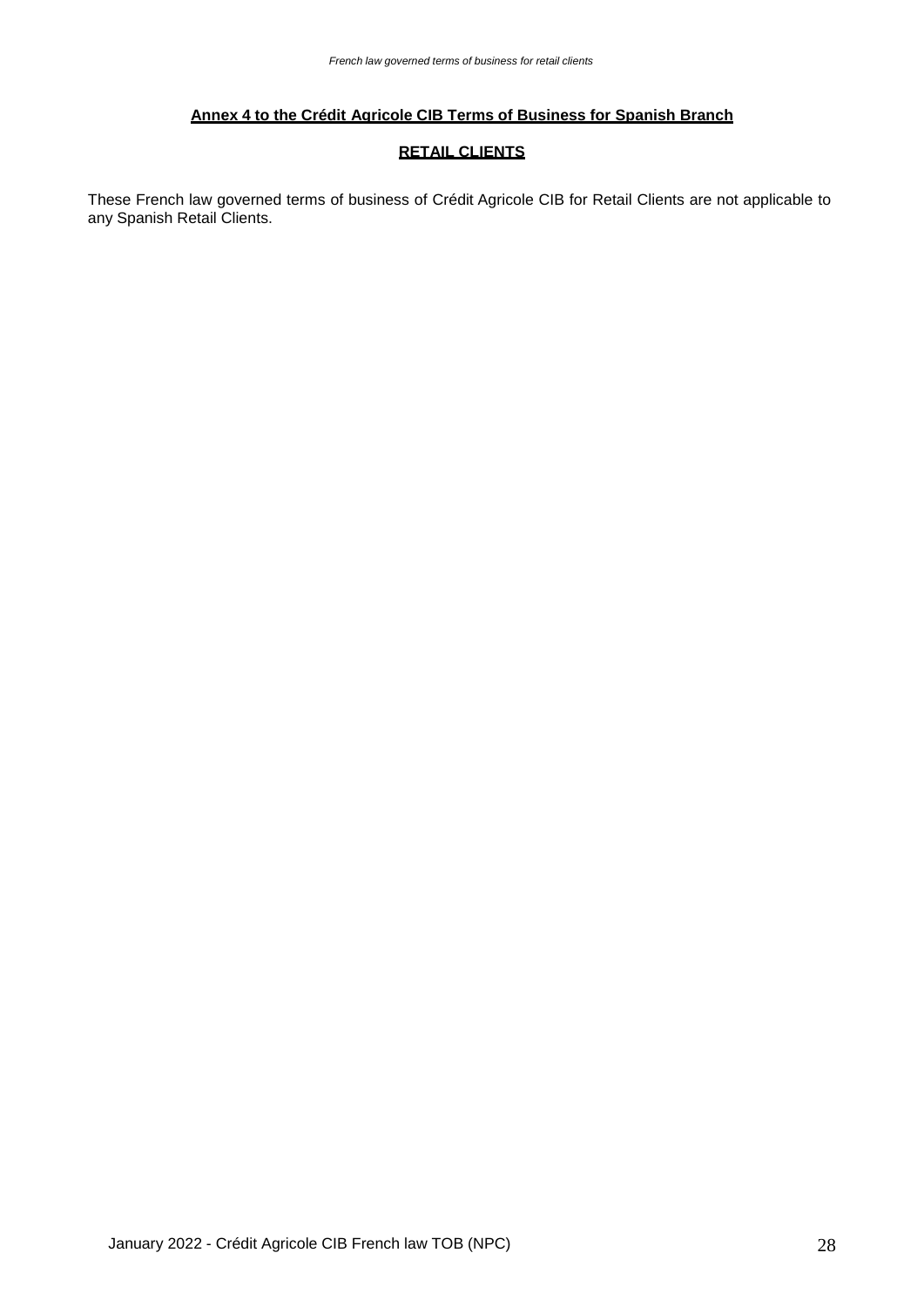## Annex 4 to the Crédit Agricole CIB Terms of Business for Spanish Branch

## RETAIL CLIENTS

These French law governed terms of business of Crédit Agricole CIB for Retail Clients are not applicable to any Spanish Retail Clients.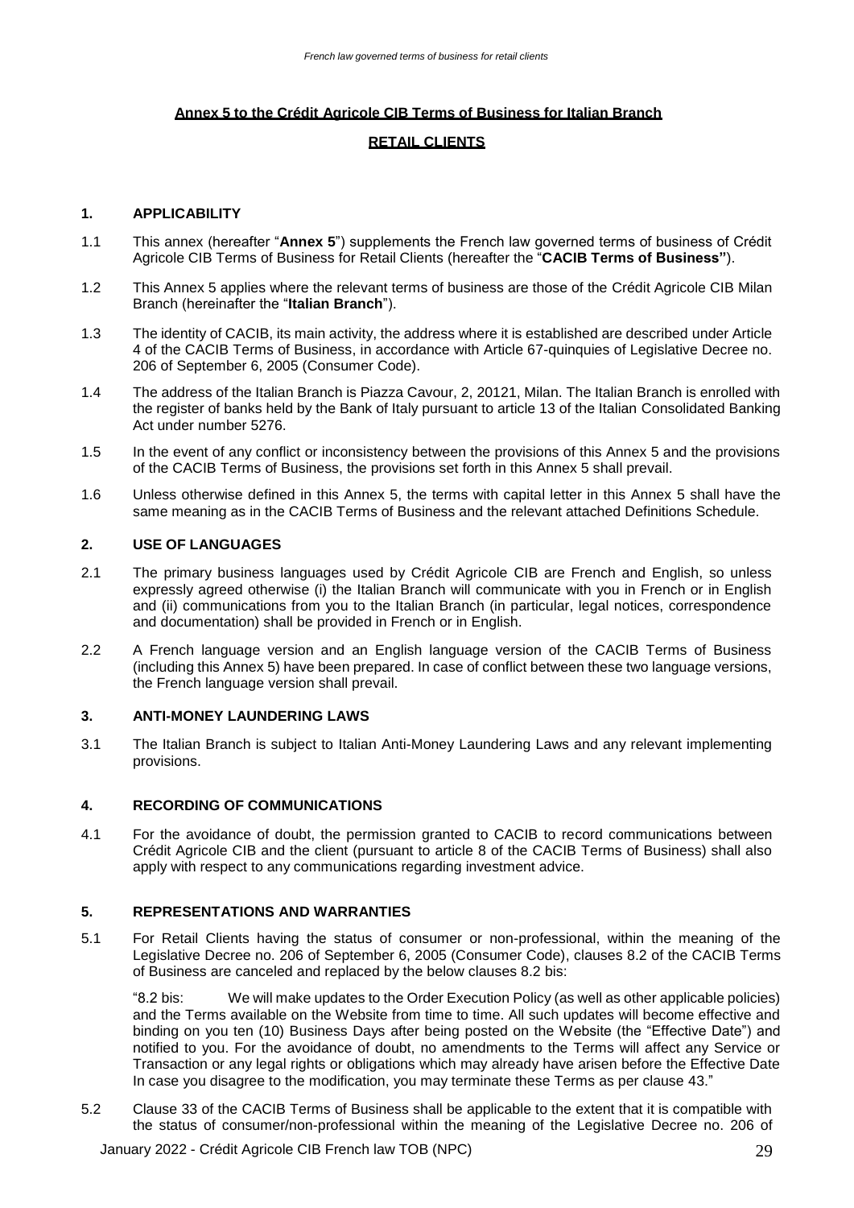**Annex 5 to the Crédit Agricole CIB Terms of Business for Italian Branch**

**RETAIL CLIENTS**

## 1. APPLICABILITY

1.1 This annex (hereafter "**Annex 5**") supplements the French law governed terms of business of Crédit Agricole CIB Terms of Business for Retail Clients (hereafter the "**CACIB Terms of Business"**).

1.2 This Annex 5 applies where the relevant terms of business are those of the Crédit Agricole CIB Milan Branch (hereinafter the "**Italian Branch**").

1.3 The identity of CACIB, its main activity, the address where it is established are described under Article 4 of the CACIB Terms of Business, in accordance with Article 67-quinquies of Legislative Decree no. 206 of September 6, 2005 (Consumer Code).

1.4 The address of the Italian Branch is Piazza Cavour, 2, 20121, Milan. The Italian Branch is enrolled with the register of banks held by the Bank of Italy pursuant to article 13 of the Italian Consolidated Banking Act under number 5276.

1.5 In the event of any conflict or inconsistency between the provisions of this Annex 5 and the provisions of the CACIB Terms of Business, the provisions set forth in this Annex 5 shall prevail.

1.6 Unless otherwise defined in this Annex 5, the terms with capital letter in this Annex 5 shall have the same meaning as in the CACIB Terms of Business and the relevant attached Definitions Schedule.

## 2. USE OF LANGUAGES

2.1 The primary business languages used by Crédit Agricole CIB are French and English, so unless expressly agreed otherwise (i) the Italian Branch will communicate with you in French or in English and (ii) communications from you to the Italian Branch (in particular, legal notices, correspondence and documentation) shall be provided in French or in English.

2.2 A French language version and an English language version of the CACIB Terms of Business (including this Annex 5) have been prepared. In case of conflict between these two language versions, the French language version shall prevail.

## 3. ANTI-MONEY LAUNDERING LAWS

3.1 The Italian Branch is subject to Italian Anti-Money Laundering Laws and any relevant implementing provisions.

## 4. RECORDING OF COMMUNICATIONS

4.1 For the avoidance of doubt, the permission granted to CACIB to record communications between Crédit Agricole CIB and the client (pursuant to article 8 of the CACIB Terms of Business) shall also apply with respect to any communications regarding investment advice.

## 5. REPRESENTATIONS AND WARRANTIES

5.1 For Retail Clients having the status of consumer or non-professional, within the meaning of the Legislative Decree no. 206 of September 6, 2005 (Consumer Code), clauses 8.2 of the CACIB Terms of Business are canceled and replaced by the below clauses 8.2 bis:

"8.2 bis: We will make updates to the Order Execution Policy (as well as other applicable policies) and the Terms available on the Website from time to time. All such updates will become effective and binding on you ten (10) Business Days after being posted on the Website (the "Effective Date") and notified to you. For the avoidance of doubt, no amendments to the Terms will affect any Service or Transaction or any legal rights or obligations which may already have arisen before the Effective Date In case you disagree to the modification, you may terminate these Terms as per clause 43."

5.2 Clause 33 of the CACIB Terms of Business shall be applicable to the extent that it is compatible with the status of consumer/non-professional within the meaning of the Legislative Decree no. 206 of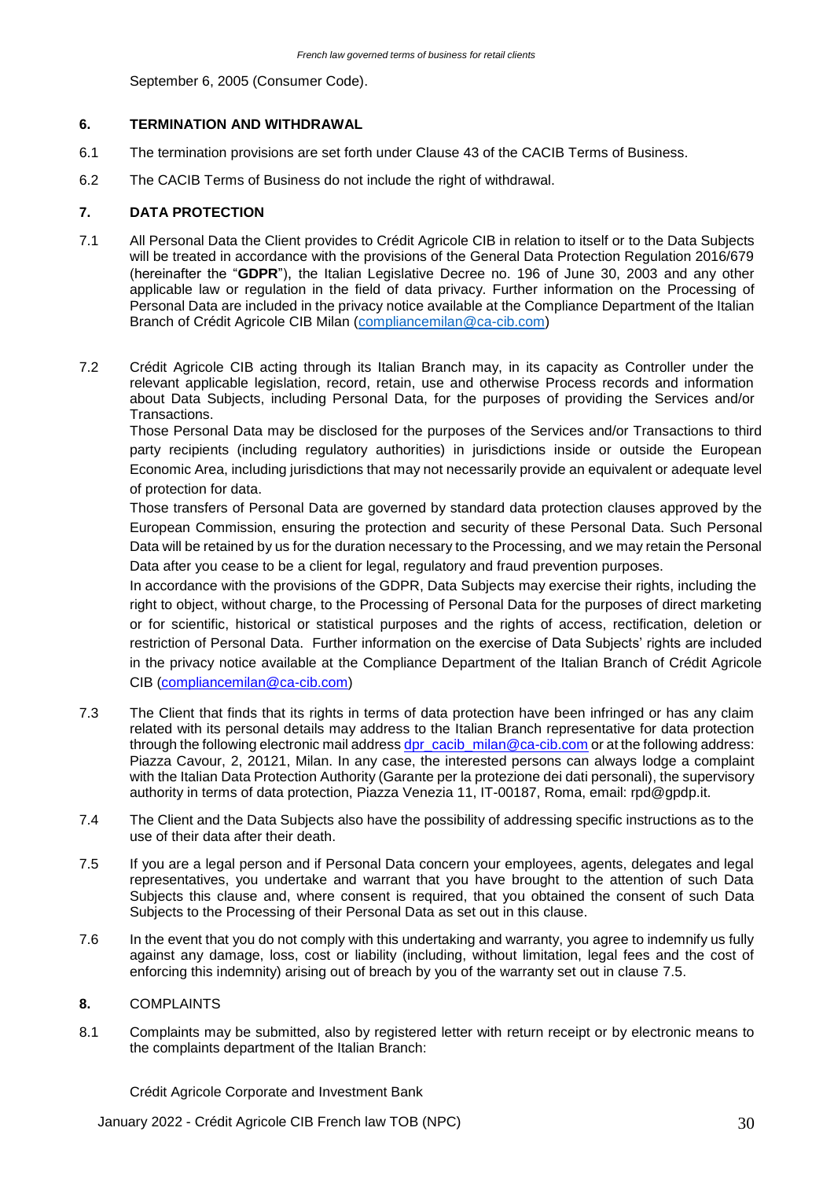September 6, 2005 (Consumer Code).

## 6. TERMINATION AND WITHDRAWAL

6.1 The termination provisions are set forth under Clause 43 of the CACIB Terms of Business.

6.2 The CACIB Terms of Business do not include the right of withdrawal.

## 7. DATA PROTECTION

7.1 All Personal Data the Client provides to Crédit Agricole CIB in relation to itself or to the Data Subjects will be treated in accordance with the provisions of the General Data Protection Regulation 2016/679 (hereinafter the "**GDPR**"), the Italian Legislative Decree no. 196 of June 30, 2003 and any other applicable law or regulation in the field of data privacy. Further information on the Processing of Personal Data are included in the privacy notice available at the Compliance Department of the Italian Branch of Crédit Agricole CIB Milan (compliancemilan@ca-cib.com)

7.2 Crédit Agricole CIB acting through its Italian Branch may, in its capacity as Controller under the relevant applicable legislation, record, retain, use and otherwise Process records and information about Data Subjects, including Personal Data, for the purposes of providing the Services and/or Transactions.

Those Personal Data may be disclosed for the purposes of the Services and/or Transactions to third party recipients (including regulatory authorities) in jurisdictions inside or outside the European Economic Area, including jurisdictions that may not necessarily provide an equivalent or adequate level of protection for data.

Those transfers of Personal Data are governed by standard data protection clauses approved by the European Commission, ensuring the protection and security of these Personal Data. Such Personal Data will be retained by us for the duration necessary to the Processing, and we may retain the Personal Data after you cease to be a client for legal, regulatory and fraud prevention purposes.

In accordance with the provisions of the GDPR, Data Subjects may exercise their rights, including the right to object, without charge, to the Processing of Personal Data for the purposes of direct marketing or for scientific, historical or statistical purposes and the rights of access, rectification, deletion or restriction of Personal Data. Further information on the exercise of Data Subjects' rights are included in the privacy notice available at the Compliance Department of the Italian Branch of Crédit Agricole CIB (compliancemilan@ca-cib.com)

7.3 The Client that finds that its rights in terms of data protection have been infringed or has any claim related with its personal details may address to the Italian Branch representative for data protection through the following electronic mail address dpr_cacib_milan@ca-cib.com or at the following address: Piazza Cavour, 2, 20121, Milan. In any case, the interested persons can always lodge a complaint with the Italian Data Protection Authority (Garante per la protezione dei dati personali), the supervisory authority in terms of data protection, Piazza Venezia 11, IT-00187, Roma, email: rpd@gpdp.it.

7.4 The Client and the Data Subjects also have the possibility of addressing specific instructions as to the use of their data after their death.

7.5 If you are a legal person and if Personal Data concern your employees, agents, delegates and legal representatives, you undertake and warrant that you have brought to the attention of such Data Subjects this clause and, where consent is required, that you obtained the consent of such Data Subjects to the Processing of their Personal Data as set out in this clause.

7.6 In the event that you do not comply with this undertaking and warranty, you agree to indemnify us fully against any damage, loss, cost or liability (including, without limitation, legal fees and the cost of enforcing this indemnity) arising out of breach by you of the warranty set out in clause 7.5.

## 8. COMPLAINTS

8.1 Complaints may be submitted, also by registered letter with return receipt or by electronic means to the complaints department of the Italian Branch:

Crédit Agricole Corporate and Investment Bank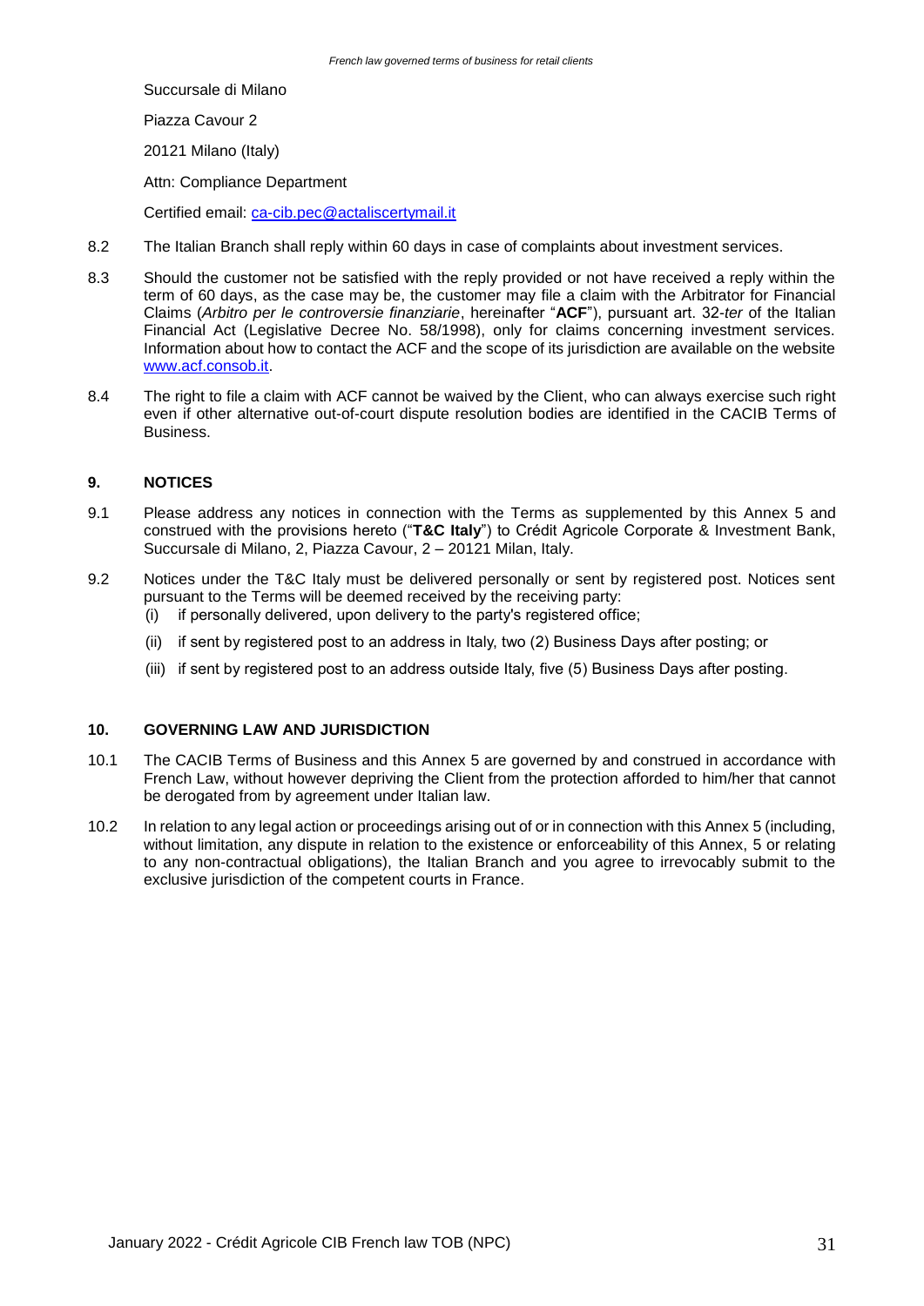Succursale di Milano

Piazza Cavour 2

20121 Milano (Italy)

Attn: Compliance Department

Certified email: [ca-cib.pec@actaliscertymail.it](mailto:ca-cib.pec@actaliscertymail.it)

8.2 The Italian Branch shall reply within 60 days in case of complaints about investment services.

8.3 Should the customer not be satisfied with the reply provided or not have received a reply within the term of 60 days, as the case may be, the customer may file a claim with the Arbitrator for Financial Claims (*Arbitro per le controversie finanziarie*, hereinafter "**ACF**"), pursuant art. 32-*ter* of the Italian Financial Act (Legislative Decree No. 58/1998), only for claims concerning investment services. Information about how to contact the ACF and the scope of its jurisdiction are available on the website [www.acf.consob.it](http://www.acf.consob.it).

8.4 The right to file a claim with ACF cannot be waived by the Client, who can always exercise such right even if other alternative out-of-court dispute resolution bodies are identified in the CACIB Terms of Business.

## 9. NOTICES

9.1 Please address any notices in connection with the Terms as supplemented by this Annex 5 and construed with the provisions hereto ("**T&C Italy**") to Crédit Agricole Corporate & Investment Bank, Succursale di Milano, 2, Piazza Cavour, 2 – 20121 Milan, Italy.

9.2 Notices under the T&C Italy must be delivered personally or sent by registered post. Notices sent pursuant to the Terms will be deemed received by the receiving party:

(i) if personally delivered, upon delivery to the party's registered office;

(ii) if sent by registered post to an address in Italy, two (2) Business Days after posting; or

(iii) if sent by registered post to an address outside Italy, five (5) Business Days after posting.

## 10. GOVERNING LAW AND JURISDICTION

10.1 The CACIB Terms of Business and this Annex 5 are governed by and construed in accordance with French Law, without however depriving the Client from the protection afforded to him/her that cannot be derogated from by agreement under Italian law.

10.2 In relation to any legal action or proceedings arising out of or in connection with this Annex 5 (including, without limitation, any dispute in relation to the existence or enforceability of this Annex, 5 or relating to any non-contractual obligations), the Italian Branch and you agree to irrevocably submit to the exclusive jurisdiction of the competent courts in France.